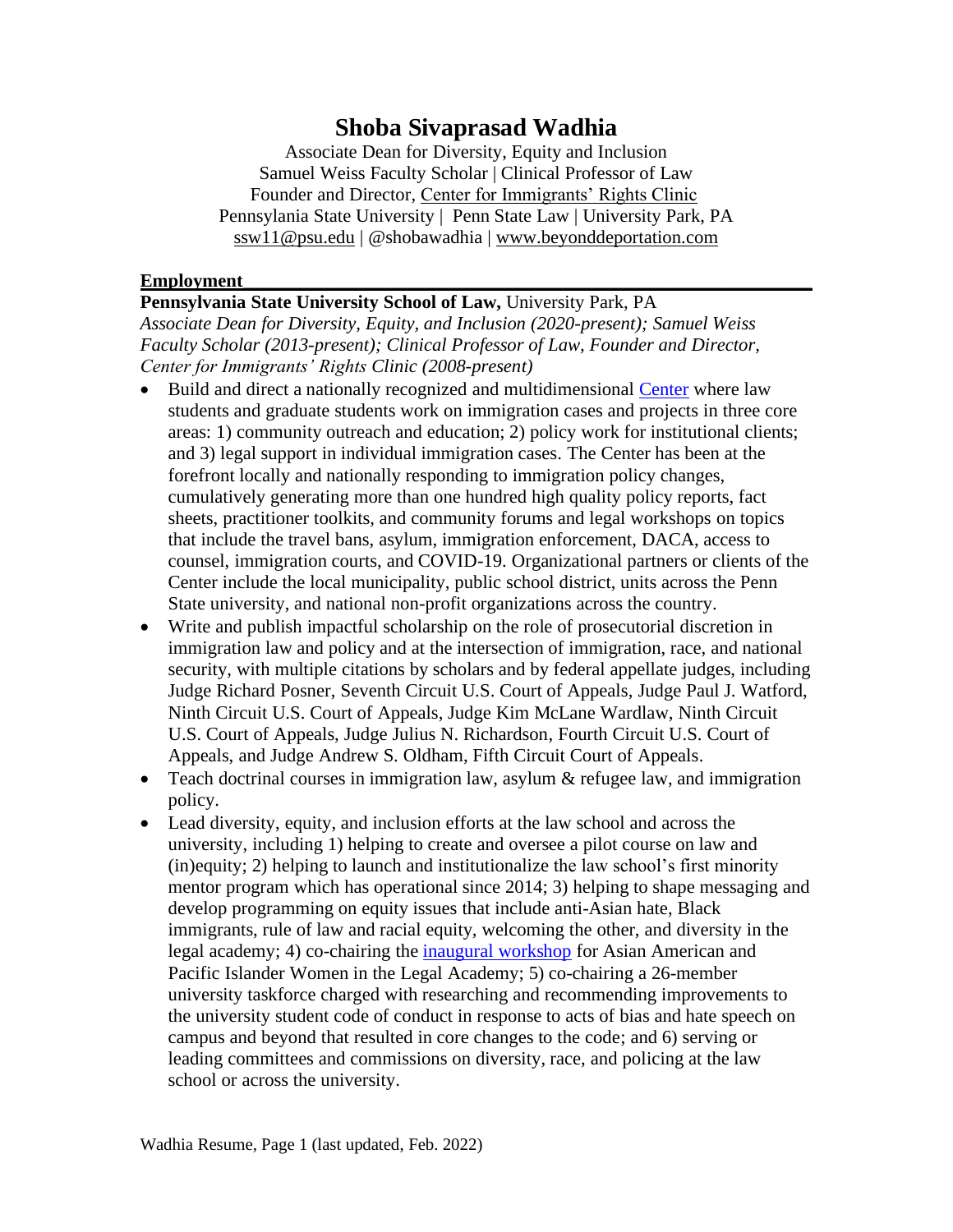# Shoba Sivaprasad Wadhia

Associate Dean for Diversity, Equity and Inclusion
Samuel Weiss Faculty Scholar | Clinical Professor of Law
Founder and Director, Center for Immigrants' Rights Clinic
Pennsylania State University | Penn State Law | University Park, PA
ssw11@psu.edu | @shobawadhia | www.beyonddeportation.com

## Employment

**Pennsylvania State University School of Law,** University Park, PA
*Associate Dean for Diversity, Equity, and Inclusion (2020-present); Samuel Weiss Faculty Scholar (2013-present); Clinical Professor of Law, Founder and Director, Center for Immigrants' Rights Clinic (2008-present)*

- Build and direct a nationally recognized and multidimensional Center where law students and graduate students work on immigration cases and projects in three core areas: 1) community outreach and education; 2) policy work for institutional clients; and 3) legal support in individual immigration cases. The Center has been at the forefront locally and nationally responding to immigration policy changes, cumulatively generating more than one hundred high quality policy reports, fact sheets, practitioner toolkits, and community forums and legal workshops on topics that include the travel bans, asylum, immigration enforcement, DACA, access to counsel, immigration courts, and COVID-19. Organizational partners or clients of the Center include the local municipality, public school district, units across the Penn State university, and national non-profit organizations across the country.
- Write and publish impactful scholarship on the role of prosecutorial discretion in immigration law and policy and at the intersection of immigration, race, and national security, with multiple citations by scholars and by federal appellate judges, including Judge Richard Posner, Seventh Circuit U.S. Court of Appeals, Judge Paul J. Watford, Ninth Circuit U.S. Court of Appeals, Judge Kim McLane Wardlaw, Ninth Circuit U.S. Court of Appeals, Judge Julius N. Richardson, Fourth Circuit U.S. Court of Appeals, and Judge Andrew S. Oldham, Fifth Circuit Court of Appeals.
- Teach doctrinal courses in immigration law, asylum & refugee law, and immigration policy.
- Lead diversity, equity, and inclusion efforts at the law school and across the university, including 1) helping to create and oversee a pilot course on law and (in)equity; 2) helping to launch and institutionalize the law school's first minority mentor program which has operational since 2014; 3) helping to shape messaging and develop programming on equity issues that include anti-Asian hate, Black immigrants, rule of law and racial equity, welcoming the other, and diversity in the legal academy; 4) co-chairing the inaugural workshop for Asian American and Pacific Islander Women in the Legal Academy; 5) co-chairing a 26-member university taskforce charged with researching and recommending improvements to the university student code of conduct in response to acts of bias and hate speech on campus and beyond that resulted in core changes to the code; and 6) serving or leading committees and commissions on diversity, race, and policing at the law school or across the university.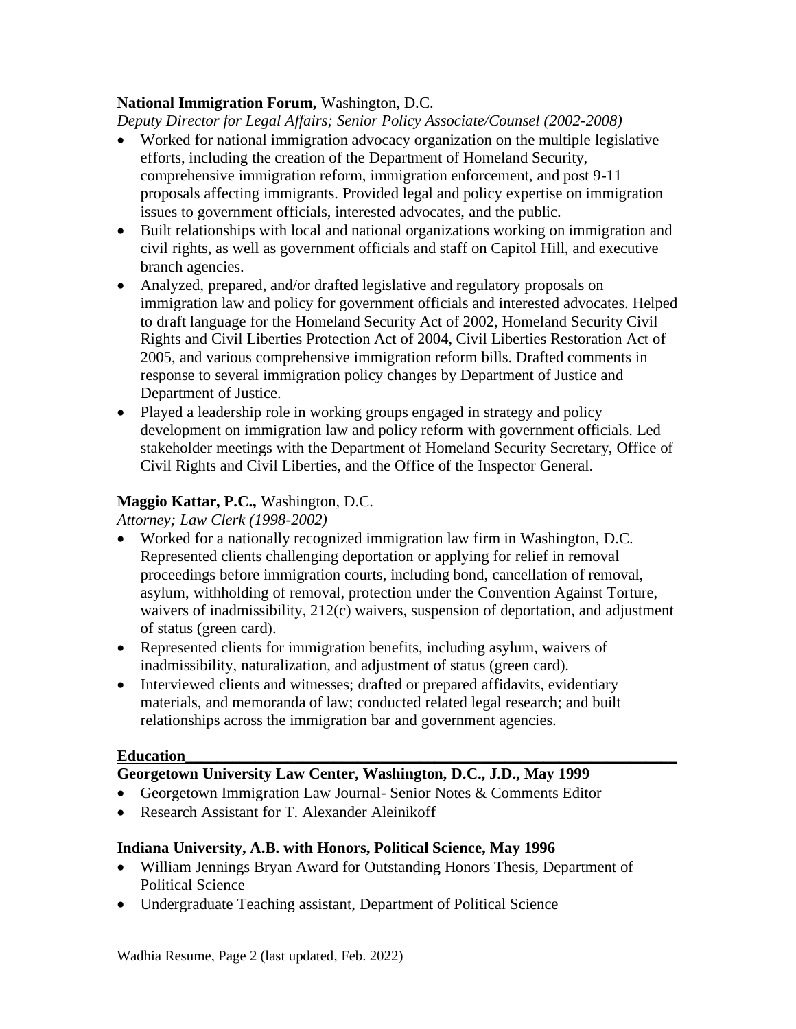**National Immigration Forum,** Washington, D.C.

*Deputy Director for Legal Affairs; Senior Policy Associate/Counsel (2002-2008)*

- Worked for national immigration advocacy organization on the multiple legislative efforts, including the creation of the Department of Homeland Security, comprehensive immigration reform, immigration enforcement, and post 9-11 proposals affecting immigrants. Provided legal and policy expertise on immigration issues to government officials, interested advocates, and the public.
- Built relationships with local and national organizations working on immigration and civil rights, as well as government officials and staff on Capitol Hill, and executive branch agencies.
- Analyzed, prepared, and/or drafted legislative and regulatory proposals on immigration law and policy for government officials and interested advocates. Helped to draft language for the Homeland Security Act of 2002, Homeland Security Civil Rights and Civil Liberties Protection Act of 2004, Civil Liberties Restoration Act of 2005, and various comprehensive immigration reform bills. Drafted comments in response to several immigration policy changes by Department of Justice and Department of Justice.
- Played a leadership role in working groups engaged in strategy and policy development on immigration law and policy reform with government officials. Led stakeholder meetings with the Department of Homeland Security Secretary, Office of Civil Rights and Civil Liberties, and the Office of the Inspector General.

**Maggio Kattar, P.C.,** Washington, D.C.

*Attorney; Law Clerk (1998-2002)*

- Worked for a nationally recognized immigration law firm in Washington, D.C. Represented clients challenging deportation or applying for relief in removal proceedings before immigration courts, including bond, cancellation of removal, asylum, withholding of removal, protection under the Convention Against Torture, waivers of inadmissibility, 212(c) waivers, suspension of deportation, and adjustment of status (green card).
- Represented clients for immigration benefits, including asylum, waivers of inadmissibility, naturalization, and adjustment of status (green card).
- Interviewed clients and witnesses; drafted or prepared affidavits, evidentiary materials, and memoranda of law; conducted related legal research; and built relationships across the immigration bar and government agencies.

## Education

**Georgetown University Law Center, Washington, D.C., J.D., May 1999**

- Georgetown Immigration Law Journal- Senior Notes & Comments Editor
- Research Assistant for T. Alexander Aleinikoff

**Indiana University, A.B. with Honors, Political Science, May 1996**

- William Jennings Bryan Award for Outstanding Honors Thesis, Department of Political Science
- Undergraduate Teaching assistant, Department of Political Science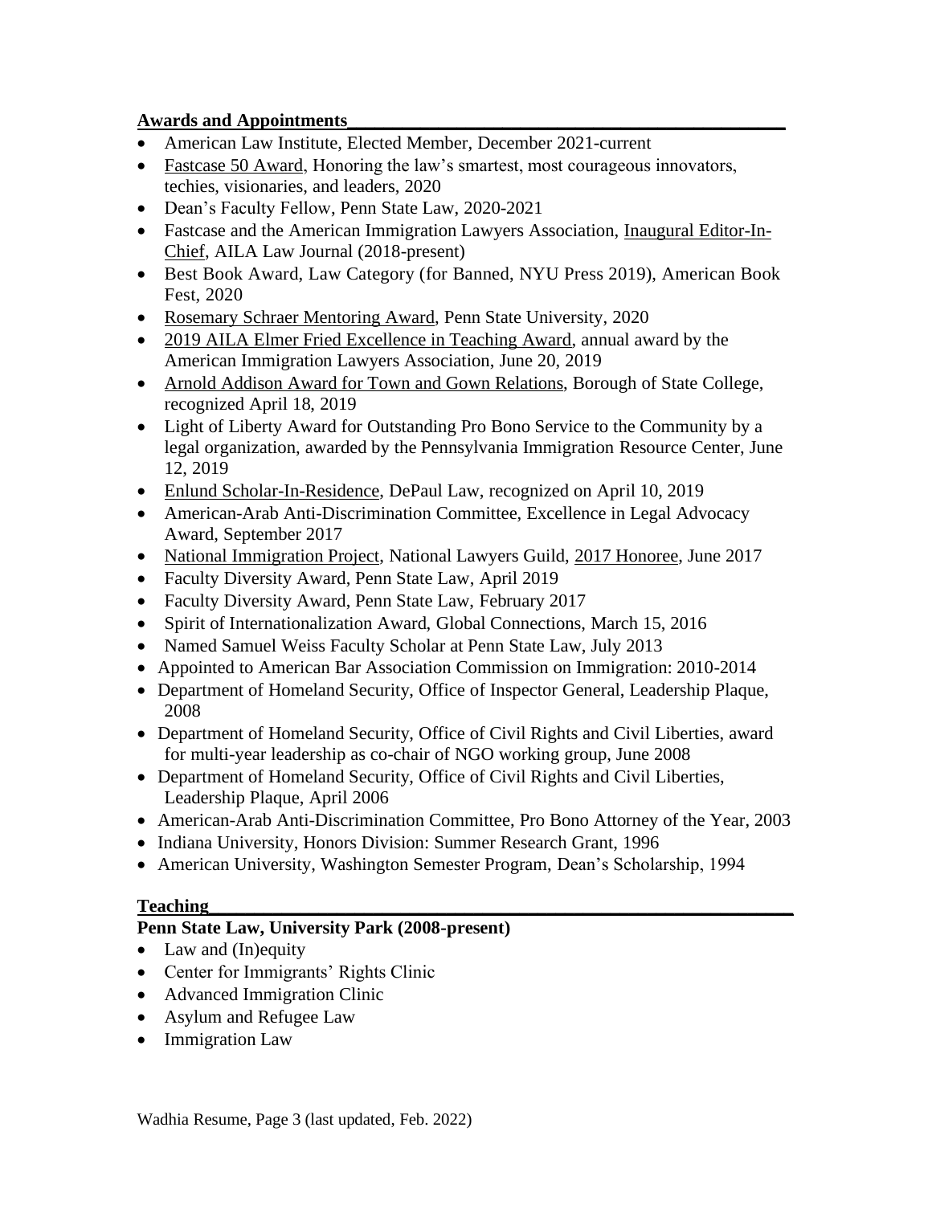## Awards and Appointments

- American Law Institute, Elected Member, December 2021-current
- Fastcase 50 Award, Honoring the law's smartest, most courageous innovators, techies, visionaries, and leaders, 2020
- Dean's Faculty Fellow, Penn State Law, 2020-2021
- Fastcase and the American Immigration Lawyers Association, Inaugural Editor-In-Chief, AILA Law Journal (2018-present)
- Best Book Award, Law Category (for Banned, NYU Press 2019), American Book Fest, 2020
- Rosemary Schraer Mentoring Award, Penn State University, 2020
- 2019 AILA Elmer Fried Excellence in Teaching Award, annual award by the American Immigration Lawyers Association, June 20, 2019
- Arnold Addison Award for Town and Gown Relations, Borough of State College, recognized April 18, 2019
- Light of Liberty Award for Outstanding Pro Bono Service to the Community by a legal organization, awarded by the Pennsylvania Immigration Resource Center, June 12, 2019
- Enlund Scholar-In-Residence, DePaul Law, recognized on April 10, 2019
- American-Arab Anti-Discrimination Committee, Excellence in Legal Advocacy Award, September 2017
- National Immigration Project, National Lawyers Guild, 2017 Honoree, June 2017
- Faculty Diversity Award, Penn State Law, April 2019
- Faculty Diversity Award, Penn State Law, February 2017
- Spirit of Internationalization Award, Global Connections, March 15, 2016
- Named Samuel Weiss Faculty Scholar at Penn State Law, July 2013
- Appointed to American Bar Association Commission on Immigration: 2010-2014
- Department of Homeland Security, Office of Inspector General, Leadership Plaque, 2008
- Department of Homeland Security, Office of Civil Rights and Civil Liberties, award for multi-year leadership as co-chair of NGO working group, June 2008
- Department of Homeland Security, Office of Civil Rights and Civil Liberties, Leadership Plaque, April 2006
- American-Arab Anti-Discrimination Committee, Pro Bono Attorney of the Year, 2003
- Indiana University, Honors Division: Summer Research Grant, 1996
- American University, Washington Semester Program, Dean's Scholarship, 1994

## Teaching

**Penn State Law, University Park (2008-present)**

- Law and (In)equity
- Center for Immigrants' Rights Clinic
- Advanced Immigration Clinic
- Asylum and Refugee Law
- Immigration Law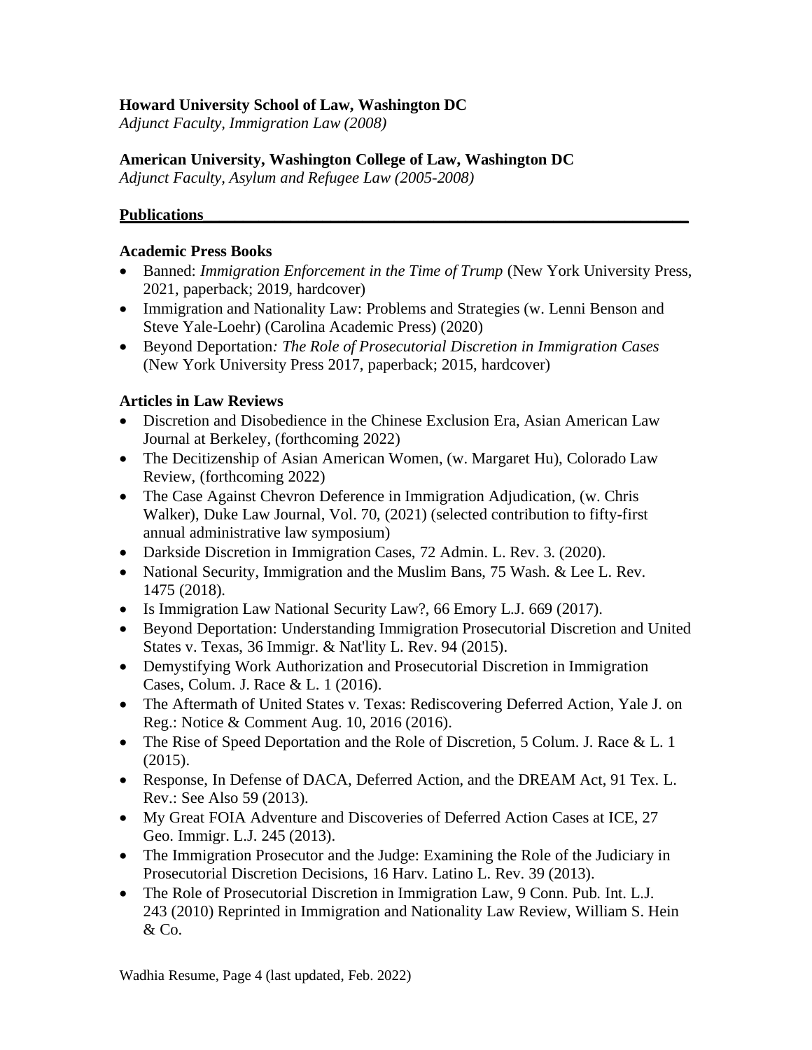**Howard University School of Law, Washington DC**
*Adjunct Faculty, Immigration Law (2008)*

**American University, Washington College of Law, Washington DC**
*Adjunct Faculty, Asylum and Refugee Law (2005-2008)*

## Publications

### Academic Press Books

- Banned: *Immigration Enforcement in the Time of Trump* (New York University Press, 2021, paperback; 2019, hardcover)
- Immigration and Nationality Law: Problems and Strategies (w. Lenni Benson and Steve Yale-Loehr) (Carolina Academic Press) (2020)
- Beyond Deportation*: The Role of Prosecutorial Discretion in Immigration Cases* (New York University Press 2017, paperback; 2015, hardcover)

### Articles in Law Reviews

- Discretion and Disobedience in the Chinese Exclusion Era, Asian American Law Journal at Berkeley, (forthcoming 2022)
- The Decitizenship of Asian American Women, (w. Margaret Hu), Colorado Law Review, (forthcoming 2022)
- The Case Against Chevron Deference in Immigration Adjudication, (w. Chris Walker), Duke Law Journal, Vol. 70, (2021) (selected contribution to fifty-first annual administrative law symposium)
- Darkside Discretion in Immigration Cases, 72 Admin. L. Rev. 3. (2020).
- National Security, Immigration and the Muslim Bans, 75 Wash. & Lee L. Rev. 1475 (2018).
- Is Immigration Law National Security Law?, 66 Emory L.J. 669 (2017).
- Beyond Deportation: Understanding Immigration Prosecutorial Discretion and United States v. Texas, 36 Immigr. & Nat'lity L. Rev. 94 (2015).
- Demystifying Work Authorization and Prosecutorial Discretion in Immigration Cases, Colum. J. Race & L. 1 (2016).
- The Aftermath of United States v. Texas: Rediscovering Deferred Action, Yale J. on Reg.: Notice & Comment Aug. 10, 2016 (2016).
- The Rise of Speed Deportation and the Role of Discretion, 5 Colum. J. Race & L. 1 (2015).
- Response, In Defense of DACA, Deferred Action, and the DREAM Act, 91 Tex. L. Rev.: See Also 59 (2013).
- My Great FOIA Adventure and Discoveries of Deferred Action Cases at ICE, 27 Geo. Immigr. L.J. 245 (2013).
- The Immigration Prosecutor and the Judge: Examining the Role of the Judiciary in Prosecutorial Discretion Decisions, 16 Harv. Latino L. Rev. 39 (2013).
- The Role of Prosecutorial Discretion in Immigration Law, 9 Conn. Pub. Int. L.J. 243 (2010) Reprinted in Immigration and Nationality Law Review, William S. Hein & Co.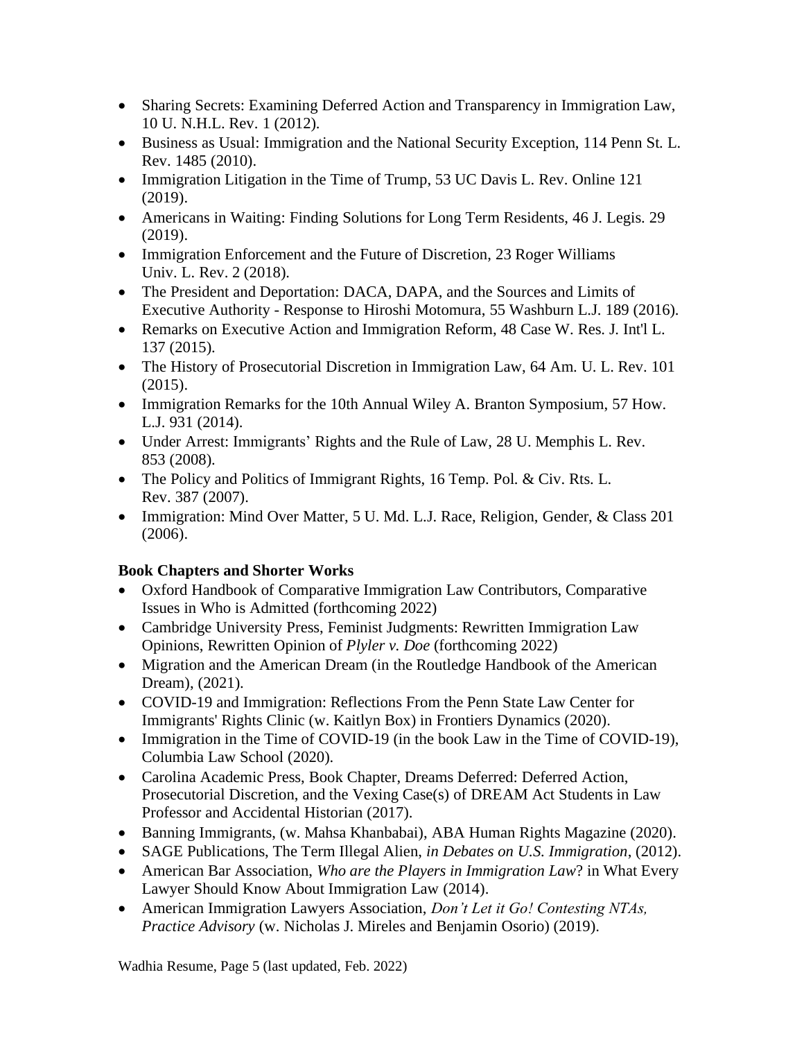- Sharing Secrets: Examining Deferred Action and Transparency in Immigration Law, 10 U. N.H.L. Rev. 1 (2012).
- Business as Usual: Immigration and the National Security Exception, 114 Penn St. L. Rev. 1485 (2010).
- Immigration Litigation in the Time of Trump, 53 UC Davis L. Rev. Online 121 (2019).
- Americans in Waiting: Finding Solutions for Long Term Residents, 46 J. Legis. 29 (2019).
- Immigration Enforcement and the Future of Discretion, 23 Roger Williams Univ. L. Rev. 2 (2018).
- The President and Deportation: DACA, DAPA, and the Sources and Limits of Executive Authority - Response to Hiroshi Motomura, 55 Washburn L.J. 189 (2016).
- Remarks on Executive Action and Immigration Reform, 48 Case W. Res. J. Int'l L. 137 (2015).
- The History of Prosecutorial Discretion in Immigration Law, 64 Am. U. L. Rev. 101 (2015).
- Immigration Remarks for the 10th Annual Wiley A. Branton Symposium, 57 How. L.J. 931 (2014).
- Under Arrest: Immigrants' Rights and the Rule of Law, 28 U. Memphis L. Rev. 853 (2008).
- The Policy and Politics of Immigrant Rights, 16 Temp. Pol. & Civ. Rts. L. Rev. 387 (2007).
- Immigration: Mind Over Matter, 5 U. Md. L.J. Race, Religion, Gender, & Class 201 (2006).

**Book Chapters and Shorter Works**

- Oxford Handbook of Comparative Immigration Law Contributors, Comparative Issues in Who is Admitted (forthcoming 2022)
- Cambridge University Press, Feminist Judgments: Rewritten Immigration Law Opinions, Rewritten Opinion of *Plyler v. Doe* (forthcoming 2022)
- Migration and the American Dream (in the Routledge Handbook of the American Dream), (2021).
- COVID-19 and Immigration: Reflections From the Penn State Law Center for Immigrants' Rights Clinic (w. Kaitlyn Box) in Frontiers Dynamics (2020).
- Immigration in the Time of COVID-19 (in the book Law in the Time of COVID-19), Columbia Law School (2020).
- Carolina Academic Press, Book Chapter, Dreams Deferred: Deferred Action, Prosecutorial Discretion, and the Vexing Case(s) of DREAM Act Students in Law Professor and Accidental Historian (2017).
- Banning Immigrants, (w. Mahsa Khanbabai), ABA Human Rights Magazine (2020).
- SAGE Publications, The Term Illegal Alien, *in Debates on U.S. Immigration*, (2012).
- American Bar Association, *Who are the Players in Immigration Law*? in What Every Lawyer Should Know About Immigration Law (2014).
- American Immigration Lawyers Association, *Don't Let it Go! Contesting NTAs, Practice Advisory* (w. Nicholas J. Mireles and Benjamin Osorio) (2019).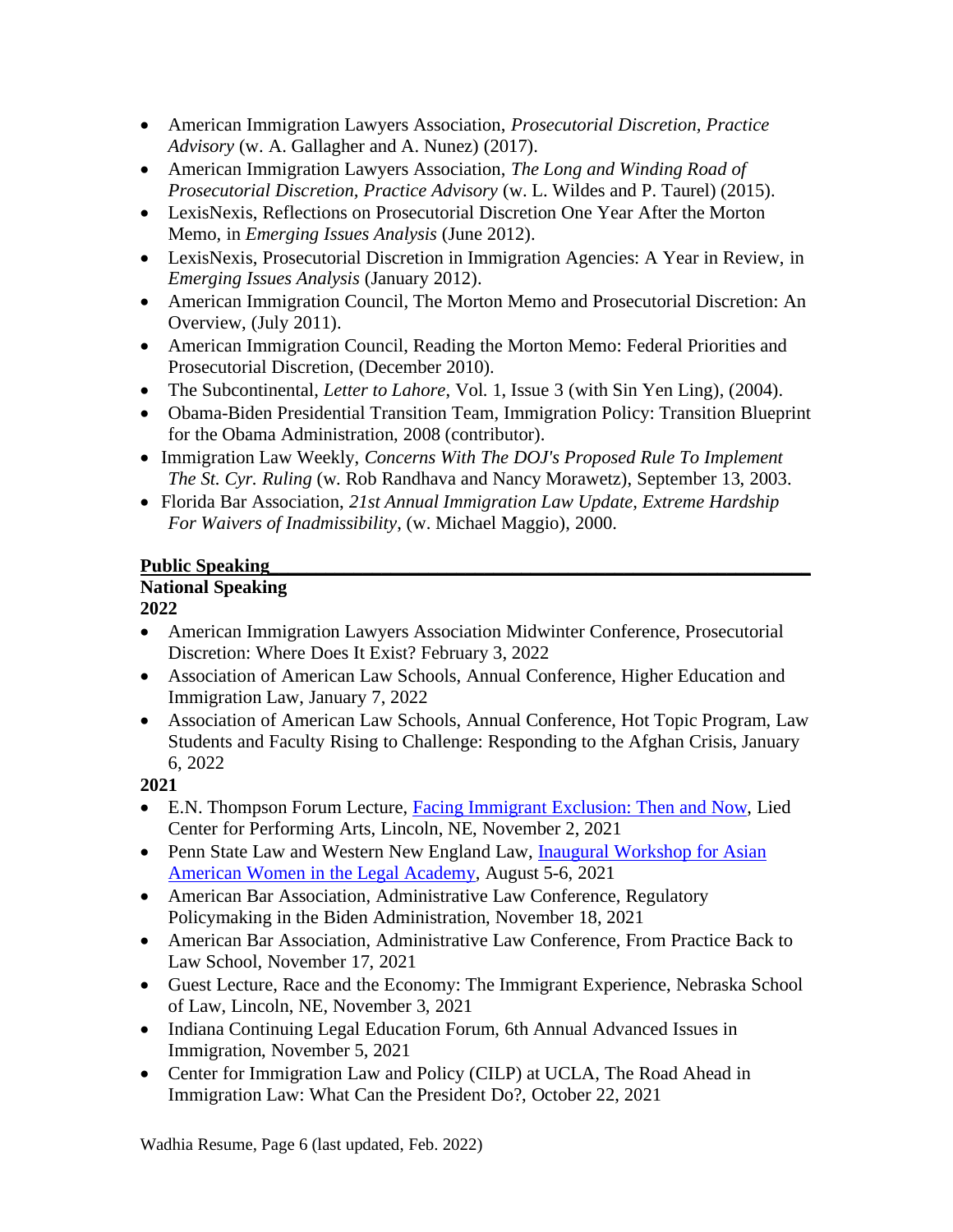- American Immigration Lawyers Association, *Prosecutorial Discretion, Practice Advisory* (w. A. Gallagher and A. Nunez) (2017).
- American Immigration Lawyers Association, *The Long and Winding Road of Prosecutorial Discretion, Practice Advisory* (w. L. Wildes and P. Taurel) (2015).
- LexisNexis, Reflections on Prosecutorial Discretion One Year After the Morton Memo, in *Emerging Issues Analysis* (June 2012).
- LexisNexis, Prosecutorial Discretion in Immigration Agencies: A Year in Review, in *Emerging Issues Analysis* (January 2012).
- American Immigration Council, The Morton Memo and Prosecutorial Discretion: An Overview, (July 2011).
- American Immigration Council, Reading the Morton Memo: Federal Priorities and Prosecutorial Discretion, (December 2010).
- The Subcontinental, *Letter to Lahore*, Vol. 1, Issue 3 (with Sin Yen Ling), (2004).
- Obama-Biden Presidential Transition Team, Immigration Policy: Transition Blueprint for the Obama Administration, 2008 (contributor).
- Immigration Law Weekly, *Concerns With The DOJ's Proposed Rule To Implement The St. Cyr. Ruling* (w. Rob Randhava and Nancy Morawetz), September 13, 2003.
- Florida Bar Association, *21st Annual Immigration Law Update, Extreme Hardship For Waivers of Inadmissibility*, (w. Michael Maggio), 2000.

## Public Speaking

### National Speaking

**2022**

- American Immigration Lawyers Association Midwinter Conference, Prosecutorial Discretion: Where Does It Exist? February 3, 2022
- Association of American Law Schools, Annual Conference, Higher Education and Immigration Law, January 7, 2022
- Association of American Law Schools, Annual Conference, Hot Topic Program, Law Students and Faculty Rising to Challenge: Responding to the Afghan Crisis, January 6, 2022

**2021**

- E.N. Thompson Forum Lecture, Facing Immigrant Exclusion: Then and Now, Lied Center for Performing Arts, Lincoln, NE, November 2, 2021
- Penn State Law and Western New England Law, Inaugural Workshop for Asian American Women in the Legal Academy, August 5-6, 2021
- American Bar Association, Administrative Law Conference, Regulatory Policymaking in the Biden Administration, November 18, 2021
- American Bar Association, Administrative Law Conference, From Practice Back to Law School, November 17, 2021
- Guest Lecture, Race and the Economy: The Immigrant Experience, Nebraska School of Law, Lincoln, NE, November 3, 2021
- Indiana Continuing Legal Education Forum, 6th Annual Advanced Issues in Immigration, November 5, 2021
- Center for Immigration Law and Policy (CILP) at UCLA, The Road Ahead in Immigration Law: What Can the President Do?, October 22, 2021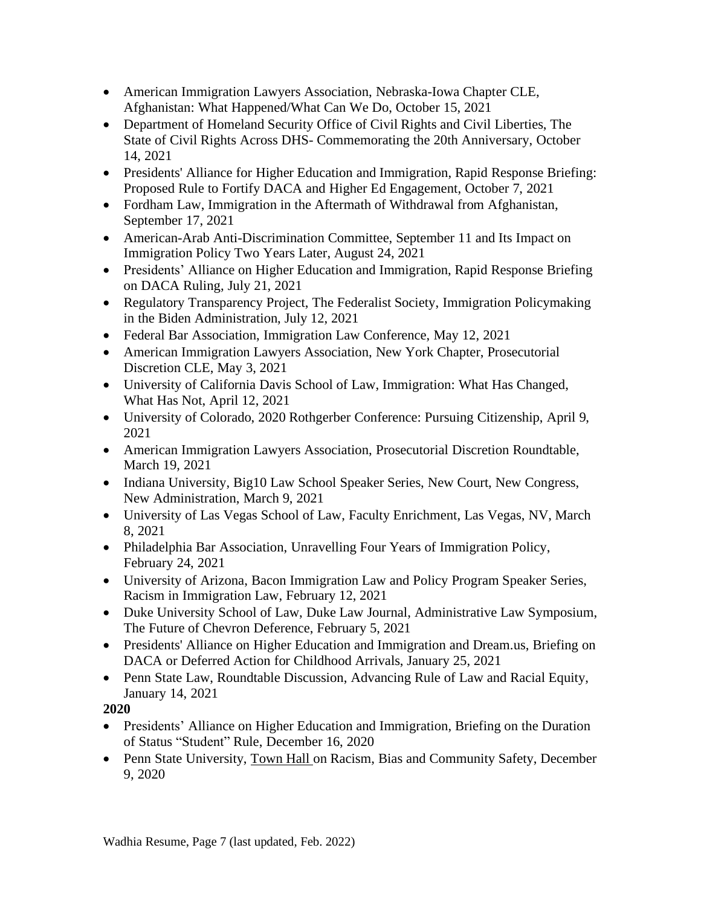- American Immigration Lawyers Association, Nebraska-Iowa Chapter CLE, Afghanistan: What Happened/What Can We Do, October 15, 2021
- Department of Homeland Security Office of Civil Rights and Civil Liberties, The State of Civil Rights Across DHS- Commemorating the 20th Anniversary, October 14, 2021
- Presidents' Alliance for Higher Education and Immigration, Rapid Response Briefing: Proposed Rule to Fortify DACA and Higher Ed Engagement, October 7, 2021
- Fordham Law, Immigration in the Aftermath of Withdrawal from Afghanistan, September 17, 2021
- American-Arab Anti-Discrimination Committee, September 11 and Its Impact on Immigration Policy Two Years Later, August 24, 2021
- Presidents' Alliance on Higher Education and Immigration, Rapid Response Briefing on DACA Ruling, July 21, 2021
- Regulatory Transparency Project, The Federalist Society, Immigration Policymaking in the Biden Administration, July 12, 2021
- Federal Bar Association, Immigration Law Conference, May 12, 2021
- American Immigration Lawyers Association, New York Chapter, Prosecutorial Discretion CLE, May 3, 2021
- University of California Davis School of Law, Immigration: What Has Changed, What Has Not, April 12, 2021
- University of Colorado, 2020 Rothgerber Conference: Pursuing Citizenship, April 9, 2021
- American Immigration Lawyers Association, Prosecutorial Discretion Roundtable, March 19, 2021
- Indiana University, Big10 Law School Speaker Series, New Court, New Congress, New Administration, March 9, 2021
- University of Las Vegas School of Law, Faculty Enrichment, Las Vegas, NV, March 8, 2021
- Philadelphia Bar Association, Unravelling Four Years of Immigration Policy, February 24, 2021
- University of Arizona, Bacon Immigration Law and Policy Program Speaker Series, Racism in Immigration Law, February 12, 2021
- Duke University School of Law, Duke Law Journal, Administrative Law Symposium, The Future of Chevron Deference, February 5, 2021
- Presidents' Alliance on Higher Education and Immigration and Dream.us, Briefing on DACA or Deferred Action for Childhood Arrivals, January 25, 2021
- Penn State Law, Roundtable Discussion, Advancing Rule of Law and Racial Equity, January 14, 2021

**2020**

- Presidents' Alliance on Higher Education and Immigration, Briefing on the Duration of Status "Student" Rule, December 16, 2020
- Penn State University, Town Hall on Racism, Bias and Community Safety, December 9, 2020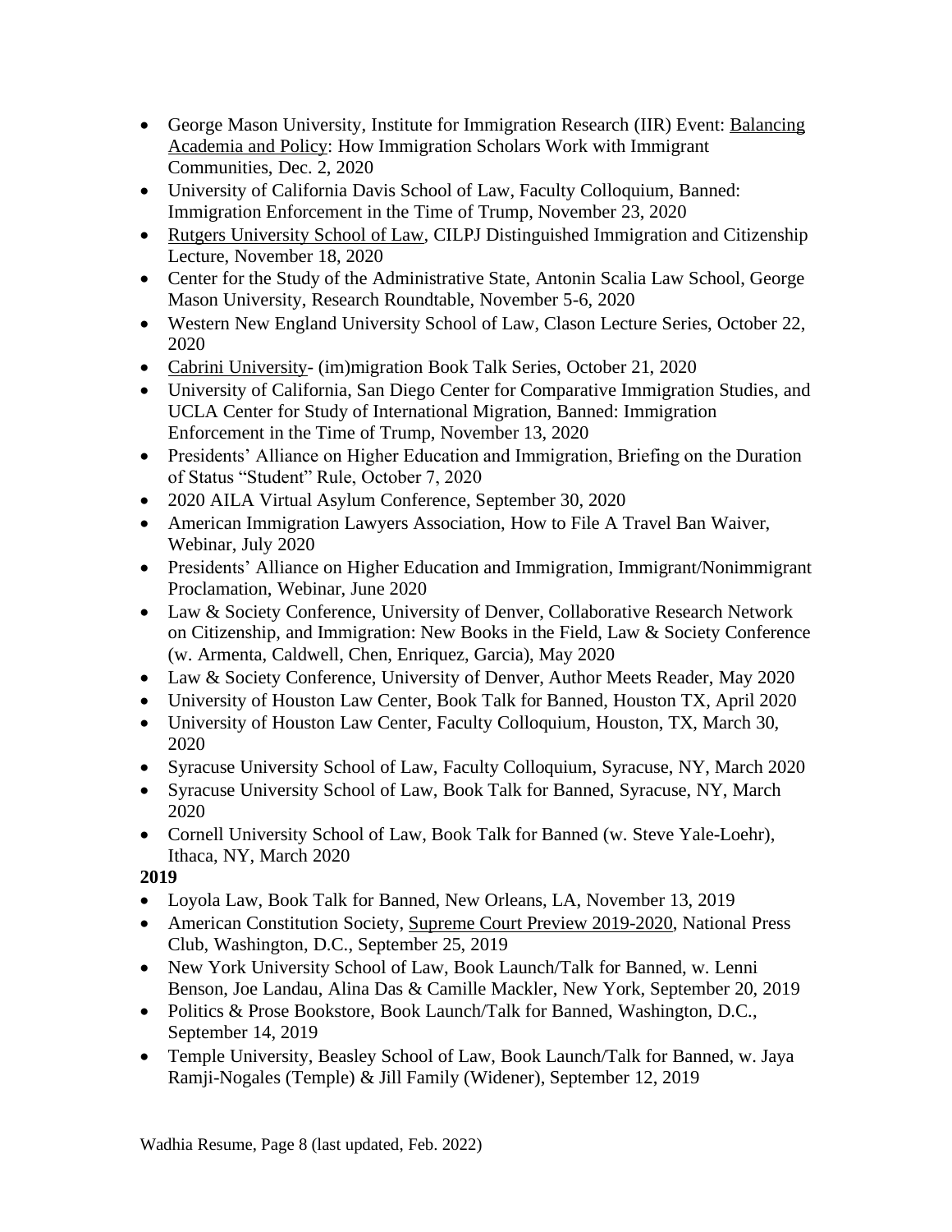- George Mason University, Institute for Immigration Research (IIR) Event: Balancing Academia and Policy: How Immigration Scholars Work with Immigrant Communities, Dec. 2, 2020
- University of California Davis School of Law, Faculty Colloquium, Banned: Immigration Enforcement in the Time of Trump, November 23, 2020
- Rutgers University School of Law, CILPJ Distinguished Immigration and Citizenship Lecture, November 18, 2020
- Center for the Study of the Administrative State, Antonin Scalia Law School, George Mason University, Research Roundtable, November 5-6, 2020
- Western New England University School of Law, Clason Lecture Series, October 22, 2020
- Cabrini University- (im)migration Book Talk Series, October 21, 2020
- University of California, San Diego Center for Comparative Immigration Studies, and UCLA Center for Study of International Migration, Banned: Immigration Enforcement in the Time of Trump, November 13, 2020
- Presidents' Alliance on Higher Education and Immigration, Briefing on the Duration of Status "Student" Rule, October 7, 2020
- 2020 AILA Virtual Asylum Conference, September 30, 2020
- American Immigration Lawyers Association, How to File A Travel Ban Waiver, Webinar, July 2020
- Presidents' Alliance on Higher Education and Immigration, Immigrant/Nonimmigrant Proclamation, Webinar, June 2020
- Law & Society Conference, University of Denver, Collaborative Research Network on Citizenship, and Immigration: New Books in the Field, Law & Society Conference (w. Armenta, Caldwell, Chen, Enriquez, Garcia), May 2020
- Law & Society Conference, University of Denver, Author Meets Reader, May 2020
- University of Houston Law Center, Book Talk for Banned, Houston TX, April 2020
- University of Houston Law Center, Faculty Colloquium, Houston, TX, March 30, 2020
- Syracuse University School of Law, Faculty Colloquium, Syracuse, NY, March 2020
- Syracuse University School of Law, Book Talk for Banned, Syracuse, NY, March 2020
- Cornell University School of Law, Book Talk for Banned (w. Steve Yale-Loehr), Ithaca, NY, March 2020

**2019**

- Loyola Law, Book Talk for Banned, New Orleans, LA, November 13, 2019
- American Constitution Society, Supreme Court Preview 2019-2020, National Press Club, Washington, D.C., September 25, 2019
- New York University School of Law, Book Launch/Talk for Banned, w. Lenni Benson, Joe Landau, Alina Das & Camille Mackler, New York, September 20, 2019
- Politics & Prose Bookstore, Book Launch/Talk for Banned, Washington, D.C., September 14, 2019
- Temple University, Beasley School of Law, Book Launch/Talk for Banned, w. Jaya Ramji-Nogales (Temple) & Jill Family (Widener), September 12, 2019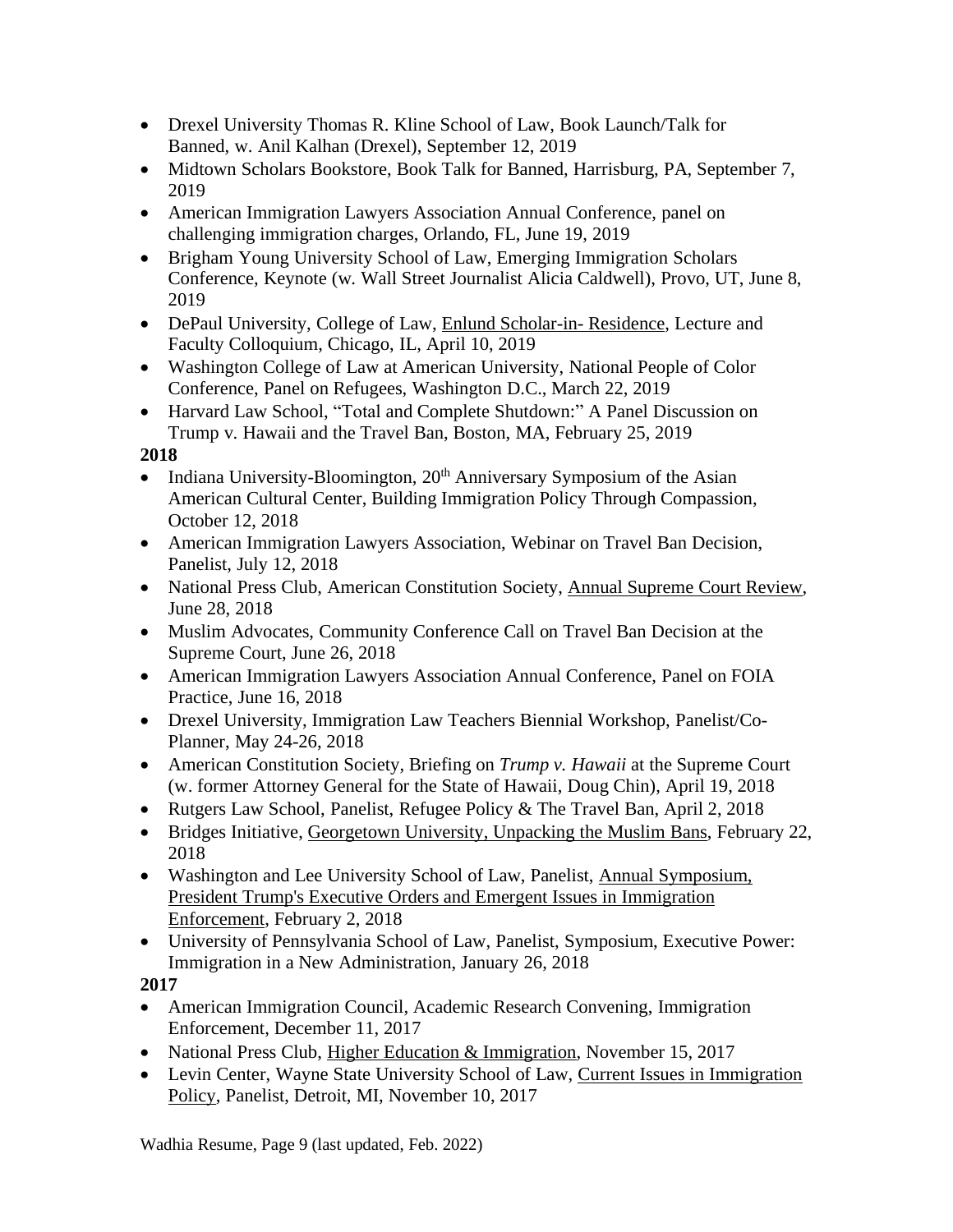- Drexel University Thomas R. Kline School of Law, Book Launch/Talk for Banned, w. Anil Kalhan (Drexel), September 12, 2019
- Midtown Scholars Bookstore, Book Talk for Banned, Harrisburg, PA, September 7, 2019
- American Immigration Lawyers Association Annual Conference, panel on challenging immigration charges, Orlando, FL, June 19, 2019
- Brigham Young University School of Law, Emerging Immigration Scholars Conference, Keynote (w. Wall Street Journalist Alicia Caldwell), Provo, UT, June 8, 2019
- DePaul University, College of Law, Enlund Scholar-in- Residence, Lecture and Faculty Colloquium, Chicago, IL, April 10, 2019
- Washington College of Law at American University, National People of Color Conference, Panel on Refugees, Washington D.C., March 22, 2019
- Harvard Law School, "Total and Complete Shutdown:" A Panel Discussion on Trump v. Hawaii and the Travel Ban, Boston, MA, February 25, 2019

**2018**

- Indiana University-Bloomington, 20th Anniversary Symposium of the Asian American Cultural Center, Building Immigration Policy Through Compassion, October 12, 2018
- American Immigration Lawyers Association, Webinar on Travel Ban Decision, Panelist, July 12, 2018
- National Press Club, American Constitution Society, Annual Supreme Court Review, June 28, 2018
- Muslim Advocates, Community Conference Call on Travel Ban Decision at the Supreme Court, June 26, 2018
- American Immigration Lawyers Association Annual Conference, Panel on FOIA Practice, June 16, 2018
- Drexel University, Immigration Law Teachers Biennial Workshop, Panelist/Co-Planner, May 24-26, 2018
- American Constitution Society, Briefing on *Trump v. Hawaii* at the Supreme Court (w. former Attorney General for the State of Hawaii, Doug Chin), April 19, 2018
- Rutgers Law School, Panelist, Refugee Policy & The Travel Ban, April 2, 2018
- Bridges Initiative, Georgetown University, Unpacking the Muslim Bans, February 22, 2018
- Washington and Lee University School of Law, Panelist, Annual Symposium, President Trump's Executive Orders and Emergent Issues in Immigration Enforcement, February 2, 2018
- University of Pennsylvania School of Law, Panelist, Symposium, Executive Power: Immigration in a New Administration, January 26, 2018

**2017**

- American Immigration Council, Academic Research Convening, Immigration Enforcement, December 11, 2017
- National Press Club, Higher Education & Immigration, November 15, 2017
- Levin Center, Wayne State University School of Law, Current Issues in Immigration Policy, Panelist, Detroit, MI, November 10, 2017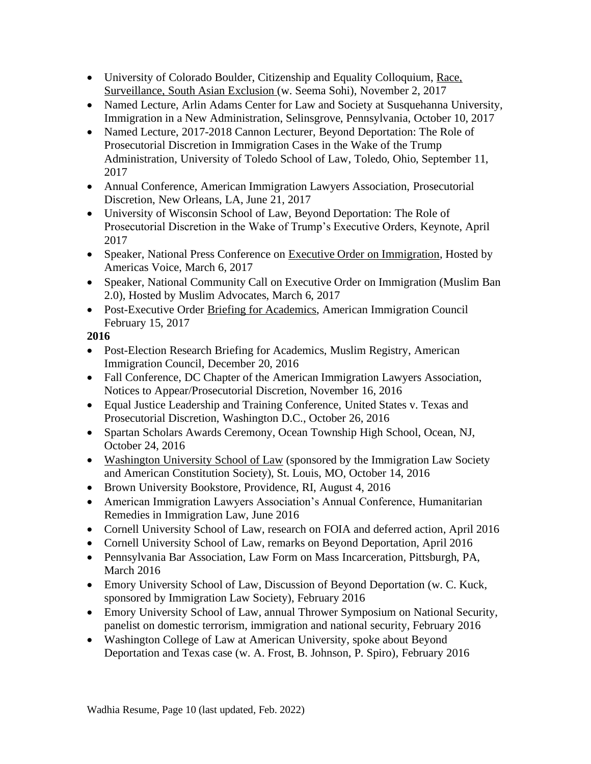- University of Colorado Boulder, Citizenship and Equality Colloquium, Race, Surveillance, South Asian Exclusion (w. Seema Sohi), November 2, 2017
- Named Lecture, Arlin Adams Center for Law and Society at Susquehanna University, Immigration in a New Administration, Selinsgrove, Pennsylvania, October 10, 2017
- Named Lecture, 2017-2018 Cannon Lecturer, Beyond Deportation: The Role of Prosecutorial Discretion in Immigration Cases in the Wake of the Trump Administration, University of Toledo School of Law, Toledo, Ohio, September 11, 2017
- Annual Conference, American Immigration Lawyers Association, Prosecutorial Discretion, New Orleans, LA, June 21, 2017
- University of Wisconsin School of Law, Beyond Deportation: The Role of Prosecutorial Discretion in the Wake of Trump's Executive Orders, Keynote, April 2017
- Speaker, National Press Conference on Executive Order on Immigration, Hosted by Americas Voice, March 6, 2017
- Speaker, National Community Call on Executive Order on Immigration (Muslim Ban 2.0), Hosted by Muslim Advocates, March 6, 2017
- Post-Executive Order Briefing for Academics, American Immigration Council February 15, 2017

**2016**

- Post-Election Research Briefing for Academics, Muslim Registry, American Immigration Council, December 20, 2016
- Fall Conference, DC Chapter of the American Immigration Lawyers Association, Notices to Appear/Prosecutorial Discretion, November 16, 2016
- Equal Justice Leadership and Training Conference, United States v. Texas and Prosecutorial Discretion, Washington D.C., October 26, 2016
- Spartan Scholars Awards Ceremony, Ocean Township High School, Ocean, NJ, October 24, 2016
- Washington University School of Law (sponsored by the Immigration Law Society and American Constitution Society), St. Louis, MO, October 14, 2016
- Brown University Bookstore, Providence, RI, August 4, 2016
- American Immigration Lawyers Association's Annual Conference, Humanitarian Remedies in Immigration Law, June 2016
- Cornell University School of Law, research on FOIA and deferred action, April 2016
- Cornell University School of Law, remarks on Beyond Deportation, April 2016
- Pennsylvania Bar Association, Law Form on Mass Incarceration, Pittsburgh, PA, March 2016
- Emory University School of Law, Discussion of Beyond Deportation (w. C. Kuck, sponsored by Immigration Law Society), February 2016
- Emory University School of Law, annual Thrower Symposium on National Security, panelist on domestic terrorism, immigration and national security, February 2016
- Washington College of Law at American University, spoke about Beyond Deportation and Texas case (w. A. Frost, B. Johnson, P. Spiro), February 2016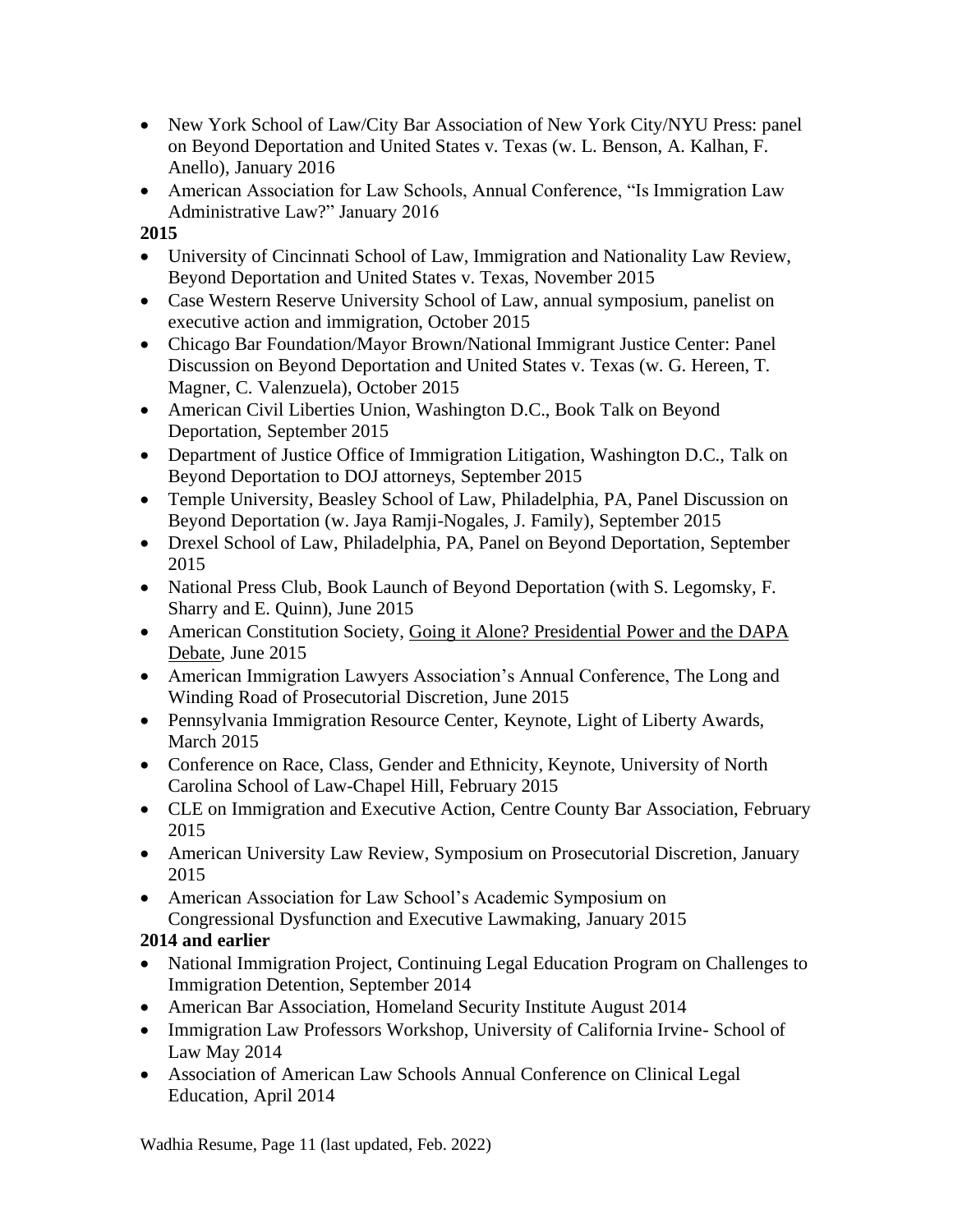- New York School of Law/City Bar Association of New York City/NYU Press: panel on Beyond Deportation and United States v. Texas (w. L. Benson, A. Kalhan, F. Anello), January 2016
- American Association for Law Schools, Annual Conference, "Is Immigration Law Administrative Law?" January 2016

**2015**

- University of Cincinnati School of Law, Immigration and Nationality Law Review, Beyond Deportation and United States v. Texas, November 2015
- Case Western Reserve University School of Law, annual symposium, panelist on executive action and immigration, October 2015
- Chicago Bar Foundation/Mayor Brown/National Immigrant Justice Center: Panel Discussion on Beyond Deportation and United States v. Texas (w. G. Hereen, T. Magner, C. Valenzuela), October 2015
- American Civil Liberties Union, Washington D.C., Book Talk on Beyond Deportation, September 2015
- Department of Justice Office of Immigration Litigation, Washington D.C., Talk on Beyond Deportation to DOJ attorneys, September 2015
- Temple University, Beasley School of Law, Philadelphia, PA, Panel Discussion on Beyond Deportation (w. Jaya Ramji-Nogales, J. Family), September 2015
- Drexel School of Law, Philadelphia, PA, Panel on Beyond Deportation, September 2015
- National Press Club, Book Launch of Beyond Deportation (with S. Legomsky, F. Sharry and E. Quinn), June 2015
- American Constitution Society, Going it Alone? Presidential Power and the DAPA Debate, June 2015
- American Immigration Lawyers Association's Annual Conference, The Long and Winding Road of Prosecutorial Discretion, June 2015
- Pennsylvania Immigration Resource Center, Keynote, Light of Liberty Awards, March 2015
- Conference on Race, Class, Gender and Ethnicity, Keynote, University of North Carolina School of Law-Chapel Hill, February 2015
- CLE on Immigration and Executive Action, Centre County Bar Association, February 2015
- American University Law Review, Symposium on Prosecutorial Discretion, January 2015
- American Association for Law School's Academic Symposium on Congressional Dysfunction and Executive Lawmaking, January 2015

**2014 and earlier**

- National Immigration Project, Continuing Legal Education Program on Challenges to Immigration Detention, September 2014
- American Bar Association, Homeland Security Institute August 2014
- Immigration Law Professors Workshop, University of California Irvine- School of Law May 2014
- Association of American Law Schools Annual Conference on Clinical Legal Education, April 2014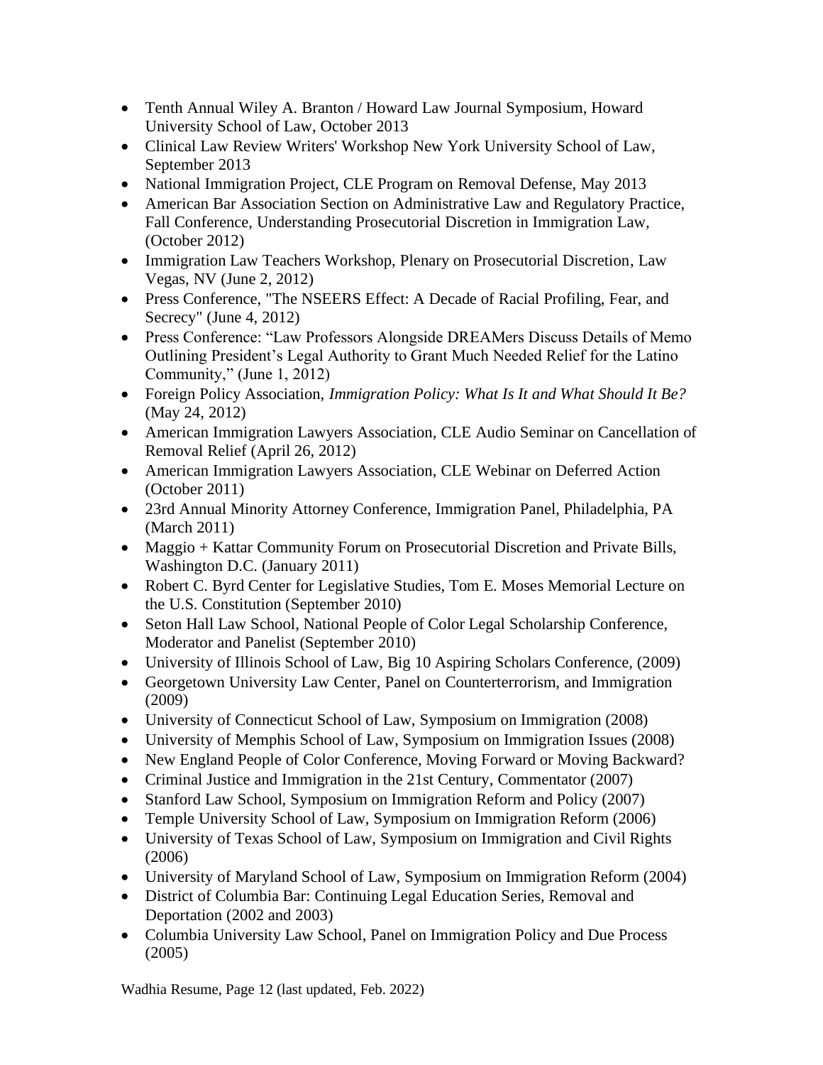- Tenth Annual Wiley A. Branton / Howard Law Journal Symposium, Howard University School of Law, October 2013
- Clinical Law Review Writers' Workshop New York University School of Law, September 2013
- National Immigration Project, CLE Program on Removal Defense, May 2013
- American Bar Association Section on Administrative Law and Regulatory Practice, Fall Conference, Understanding Prosecutorial Discretion in Immigration Law, (October 2012)
- Immigration Law Teachers Workshop, Plenary on Prosecutorial Discretion, Law Vegas, NV (June 2, 2012)
- Press Conference, "The NSEERS Effect: A Decade of Racial Profiling, Fear, and Secrecy" (June 4, 2012)
- Press Conference: "Law Professors Alongside DREAMers Discuss Details of Memo Outlining President's Legal Authority to Grant Much Needed Relief for the Latino Community," (June 1, 2012)
- Foreign Policy Association, *Immigration Policy: What Is It and What Should It Be?* (May 24, 2012)
- American Immigration Lawyers Association, CLE Audio Seminar on Cancellation of Removal Relief (April 26, 2012)
- American Immigration Lawyers Association, CLE Webinar on Deferred Action (October 2011)
- 23rd Annual Minority Attorney Conference, Immigration Panel, Philadelphia, PA (March 2011)
- Maggio + Kattar Community Forum on Prosecutorial Discretion and Private Bills, Washington D.C. (January 2011)
- Robert C. Byrd Center for Legislative Studies, Tom E. Moses Memorial Lecture on the U.S. Constitution (September 2010)
- Seton Hall Law School, National People of Color Legal Scholarship Conference, Moderator and Panelist (September 2010)
- University of Illinois School of Law, Big 10 Aspiring Scholars Conference, (2009)
- Georgetown University Law Center, Panel on Counterterrorism, and Immigration (2009)
- University of Connecticut School of Law, Symposium on Immigration (2008)
- University of Memphis School of Law, Symposium on Immigration Issues (2008)
- New England People of Color Conference, Moving Forward or Moving Backward?
- Criminal Justice and Immigration in the 21st Century, Commentator (2007)
- Stanford Law School, Symposium on Immigration Reform and Policy (2007)
- Temple University School of Law, Symposium on Immigration Reform (2006)
- University of Texas School of Law, Symposium on Immigration and Civil Rights (2006)
- University of Maryland School of Law, Symposium on Immigration Reform (2004)
- District of Columbia Bar: Continuing Legal Education Series, Removal and Deportation (2002 and 2003)
- Columbia University Law School, Panel on Immigration Policy and Due Process (2005)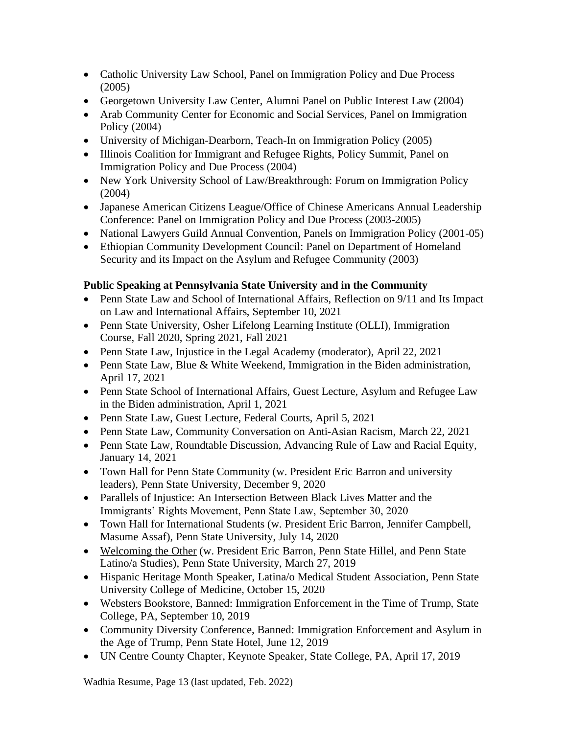- Catholic University Law School, Panel on Immigration Policy and Due Process (2005)
- Georgetown University Law Center, Alumni Panel on Public Interest Law (2004)
- Arab Community Center for Economic and Social Services, Panel on Immigration Policy (2004)
- University of Michigan-Dearborn, Teach-In on Immigration Policy (2005)
- Illinois Coalition for Immigrant and Refugee Rights, Policy Summit, Panel on Immigration Policy and Due Process (2004)
- New York University School of Law/Breakthrough: Forum on Immigration Policy (2004)
- Japanese American Citizens League/Office of Chinese Americans Annual Leadership Conference: Panel on Immigration Policy and Due Process (2003-2005)
- National Lawyers Guild Annual Convention, Panels on Immigration Policy (2001-05)
- Ethiopian Community Development Council: Panel on Department of Homeland Security and its Impact on the Asylum and Refugee Community (2003)

**Public Speaking at Pennsylvania State University and in the Community**

- Penn State Law and School of International Affairs, Reflection on 9/11 and Its Impact on Law and International Affairs, September 10, 2021
- Penn State University, Osher Lifelong Learning Institute (OLLI), Immigration Course, Fall 2020, Spring 2021, Fall 2021
- Penn State Law, Injustice in the Legal Academy (moderator), April 22, 2021
- Penn State Law, Blue & White Weekend, Immigration in the Biden administration, April 17, 2021
- Penn State School of International Affairs, Guest Lecture, Asylum and Refugee Law in the Biden administration, April 1, 2021
- Penn State Law, Guest Lecture, Federal Courts, April 5, 2021
- Penn State Law, Community Conversation on Anti-Asian Racism, March 22, 2021
- Penn State Law, Roundtable Discussion, Advancing Rule of Law and Racial Equity, January 14, 2021
- Town Hall for Penn State Community (w. President Eric Barron and university leaders), Penn State University, December 9, 2020
- Parallels of Injustice: An Intersection Between Black Lives Matter and the Immigrants' Rights Movement, Penn State Law, September 30, 2020
- Town Hall for International Students (w. President Eric Barron, Jennifer Campbell, Masume Assaf), Penn State University, July 14, 2020
- Welcoming the Other (w. President Eric Barron, Penn State Hillel, and Penn State Latino/a Studies), Penn State University, March 27, 2019
- Hispanic Heritage Month Speaker, Latina/o Medical Student Association, Penn State University College of Medicine, October 15, 2020
- Websters Bookstore, Banned: Immigration Enforcement in the Time of Trump, State College, PA, September 10, 2019
- Community Diversity Conference, Banned: Immigration Enforcement and Asylum in the Age of Trump, Penn State Hotel, June 12, 2019
- UN Centre County Chapter, Keynote Speaker, State College, PA, April 17, 2019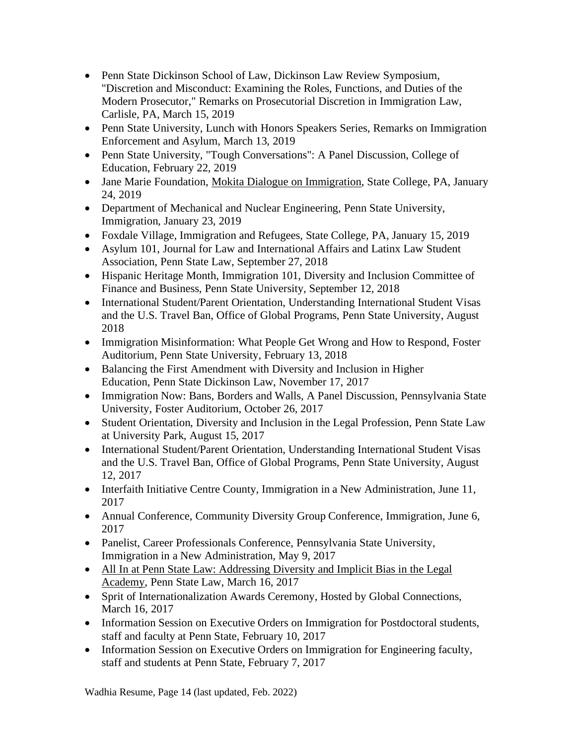- Penn State Dickinson School of Law, Dickinson Law Review Symposium, "Discretion and Misconduct: Examining the Roles, Functions, and Duties of the Modern Prosecutor," Remarks on Prosecutorial Discretion in Immigration Law, Carlisle, PA, March 15, 2019
- Penn State University, Lunch with Honors Speakers Series, Remarks on Immigration Enforcement and Asylum, March 13, 2019
- Penn State University, "Tough Conversations": A Panel Discussion, College of Education, February 22, 2019
- Jane Marie Foundation, Mokita Dialogue on Immigration, State College, PA, January 24, 2019
- Department of Mechanical and Nuclear Engineering, Penn State University, Immigration, January 23, 2019
- Foxdale Village, Immigration and Refugees, State College, PA, January 15, 2019
- Asylum 101, Journal for Law and International Affairs and Latinx Law Student Association, Penn State Law, September 27, 2018
- Hispanic Heritage Month, Immigration 101, Diversity and Inclusion Committee of Finance and Business, Penn State University, September 12, 2018
- International Student/Parent Orientation, Understanding International Student Visas and the U.S. Travel Ban, Office of Global Programs, Penn State University, August 2018
- Immigration Misinformation: What People Get Wrong and How to Respond, Foster Auditorium, Penn State University, February 13, 2018
- Balancing the First Amendment with Diversity and Inclusion in Higher Education, Penn State Dickinson Law, November 17, 2017
- Immigration Now: Bans, Borders and Walls, A Panel Discussion, Pennsylvania State University, Foster Auditorium, October 26, 2017
- Student Orientation, Diversity and Inclusion in the Legal Profession, Penn State Law at University Park, August 15, 2017
- International Student/Parent Orientation, Understanding International Student Visas and the U.S. Travel Ban, Office of Global Programs, Penn State University, August 12, 2017
- Interfaith Initiative Centre County, Immigration in a New Administration, June 11, 2017
- Annual Conference, Community Diversity Group Conference, Immigration, June 6, 2017
- Panelist, Career Professionals Conference, Pennsylvania State University, Immigration in a New Administration, May 9, 2017
- All In at Penn State Law: Addressing Diversity and Implicit Bias in the Legal Academy, Penn State Law, March 16, 2017
- Sprit of Internationalization Awards Ceremony, Hosted by Global Connections, March 16, 2017
- Information Session on Executive Orders on Immigration for Postdoctoral students, staff and faculty at Penn State, February 10, 2017
- Information Session on Executive Orders on Immigration for Engineering faculty, staff and students at Penn State, February 7, 2017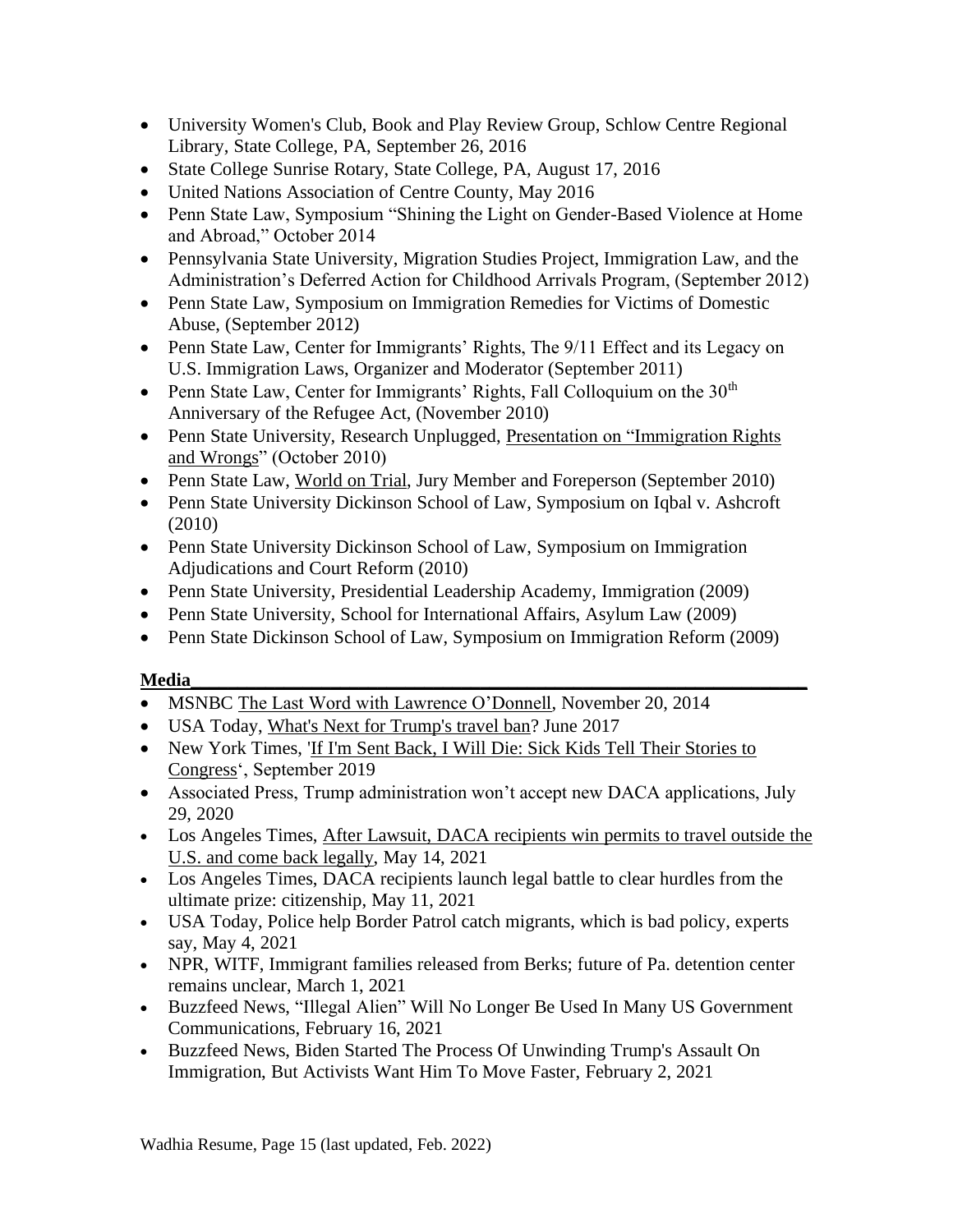- University Women's Club, Book and Play Review Group, Schlow Centre Regional Library, State College, PA, September 26, 2016
- State College Sunrise Rotary, State College, PA, August 17, 2016
- United Nations Association of Centre County, May 2016
- Penn State Law, Symposium "Shining the Light on Gender-Based Violence at Home and Abroad," October 2014
- Pennsylvania State University, Migration Studies Project, Immigration Law, and the Administration's Deferred Action for Childhood Arrivals Program, (September 2012)
- Penn State Law, Symposium on Immigration Remedies for Victims of Domestic Abuse, (September 2012)
- Penn State Law, Center for Immigrants' Rights, The 9/11 Effect and its Legacy on U.S. Immigration Laws, Organizer and Moderator (September 2011)
- Penn State Law, Center for Immigrants' Rights, Fall Colloquium on the 30th Anniversary of the Refugee Act, (November 2010)
- Penn State University, Research Unplugged, Presentation on "Immigration Rights and Wrongs" (October 2010)
- Penn State Law, World on Trial, Jury Member and Foreperson (September 2010)
- Penn State University Dickinson School of Law, Symposium on Iqbal v. Ashcroft (2010)
- Penn State University Dickinson School of Law, Symposium on Immigration Adjudications and Court Reform (2010)
- Penn State University, Presidential Leadership Academy, Immigration (2009)
- Penn State University, School for International Affairs, Asylum Law (2009)
- Penn State Dickinson School of Law, Symposium on Immigration Reform (2009)

**Media**

- MSNBC The Last Word with Lawrence O'Donnell, November 20, 2014
- USA Today, What's Next for Trump's travel ban? June 2017
- New York Times, 'If I'm Sent Back, I Will Die: Sick Kids Tell Their Stories to Congress', September 2019
- Associated Press, Trump administration won't accept new DACA applications, July 29, 2020
- Los Angeles Times, After Lawsuit, DACA recipients win permits to travel outside the U.S. and come back legally, May 14, 2021
- Los Angeles Times, DACA recipients launch legal battle to clear hurdles from the ultimate prize: citizenship, May 11, 2021
- USA Today, Police help Border Patrol catch migrants, which is bad policy, experts say, May 4, 2021
- NPR, WITF, Immigrant families released from Berks; future of Pa. detention center remains unclear, March 1, 2021
- Buzzfeed News, "Illegal Alien" Will No Longer Be Used In Many US Government Communications, February 16, 2021
- Buzzfeed News, Biden Started The Process Of Unwinding Trump's Assault On Immigration, But Activists Want Him To Move Faster, February 2, 2021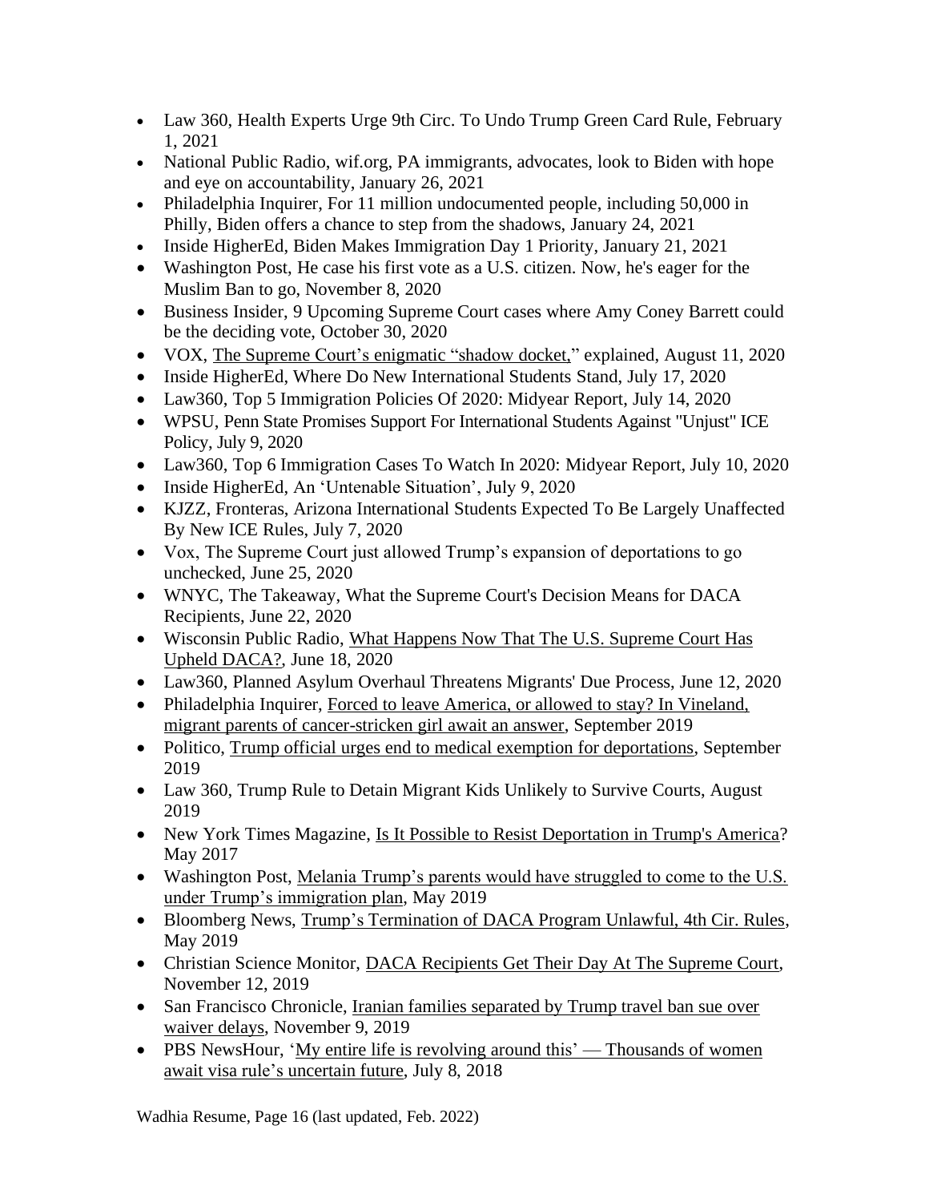- Law 360, Health Experts Urge 9th Circ. To Undo Trump Green Card Rule, February 1, 2021
- National Public Radio, wif.org, PA immigrants, advocates, look to Biden with hope and eye on accountability, January 26, 2021
- Philadelphia Inquirer, For 11 million undocumented people, including 50,000 in Philly, Biden offers a chance to step from the shadows, January 24, 2021
- Inside HigherEd, Biden Makes Immigration Day 1 Priority, January 21, 2021
- Washington Post, He case his first vote as a U.S. citizen. Now, he's eager for the Muslim Ban to go, November 8, 2020
- Business Insider, 9 Upcoming Supreme Court cases where Amy Coney Barrett could be the deciding vote, October 30, 2020
- VOX, The Supreme Court's enigmatic "shadow docket," explained, August 11, 2020
- Inside HigherEd, Where Do New International Students Stand, July 17, 2020
- Law360, Top 5 Immigration Policies Of 2020: Midyear Report, July 14, 2020
- WPSU, Penn State Promises Support For International Students Against "Unjust" ICE Policy, July 9, 2020
- Law360, Top 6 Immigration Cases To Watch In 2020: Midyear Report, July 10, 2020
- Inside HigherEd, An 'Untenable Situation', July 9, 2020
- KJZZ, Fronteras, Arizona International Students Expected To Be Largely Unaffected By New ICE Rules, July 7, 2020
- Vox, The Supreme Court just allowed Trump's expansion of deportations to go unchecked, June 25, 2020
- WNYC, The Takeaway, What the Supreme Court's Decision Means for DACA Recipients, June 22, 2020
- Wisconsin Public Radio, What Happens Now That The U.S. Supreme Court Has Upheld DACA?, June 18, 2020
- Law360, Planned Asylum Overhaul Threatens Migrants' Due Process, June 12, 2020
- Philadelphia Inquirer, Forced to leave America, or allowed to stay? In Vineland, migrant parents of cancer-stricken girl await an answer, September 2019
- Politico, Trump official urges end to medical exemption for deportations, September 2019
- Law 360, Trump Rule to Detain Migrant Kids Unlikely to Survive Courts, August 2019
- New York Times Magazine, Is It Possible to Resist Deportation in Trump's America? May 2017
- Washington Post, Melania Trump's parents would have struggled to come to the U.S. under Trump's immigration plan, May 2019
- Bloomberg News, Trump's Termination of DACA Program Unlawful, 4th Cir. Rules, May 2019
- Christian Science Monitor, DACA Recipients Get Their Day At The Supreme Court, November 12, 2019
- San Francisco Chronicle, Iranian families separated by Trump travel ban sue over waiver delays, November 9, 2019
- PBS NewsHour, 'My entire life is revolving around this' — Thousands of women await visa rule's uncertain future, July 8, 2018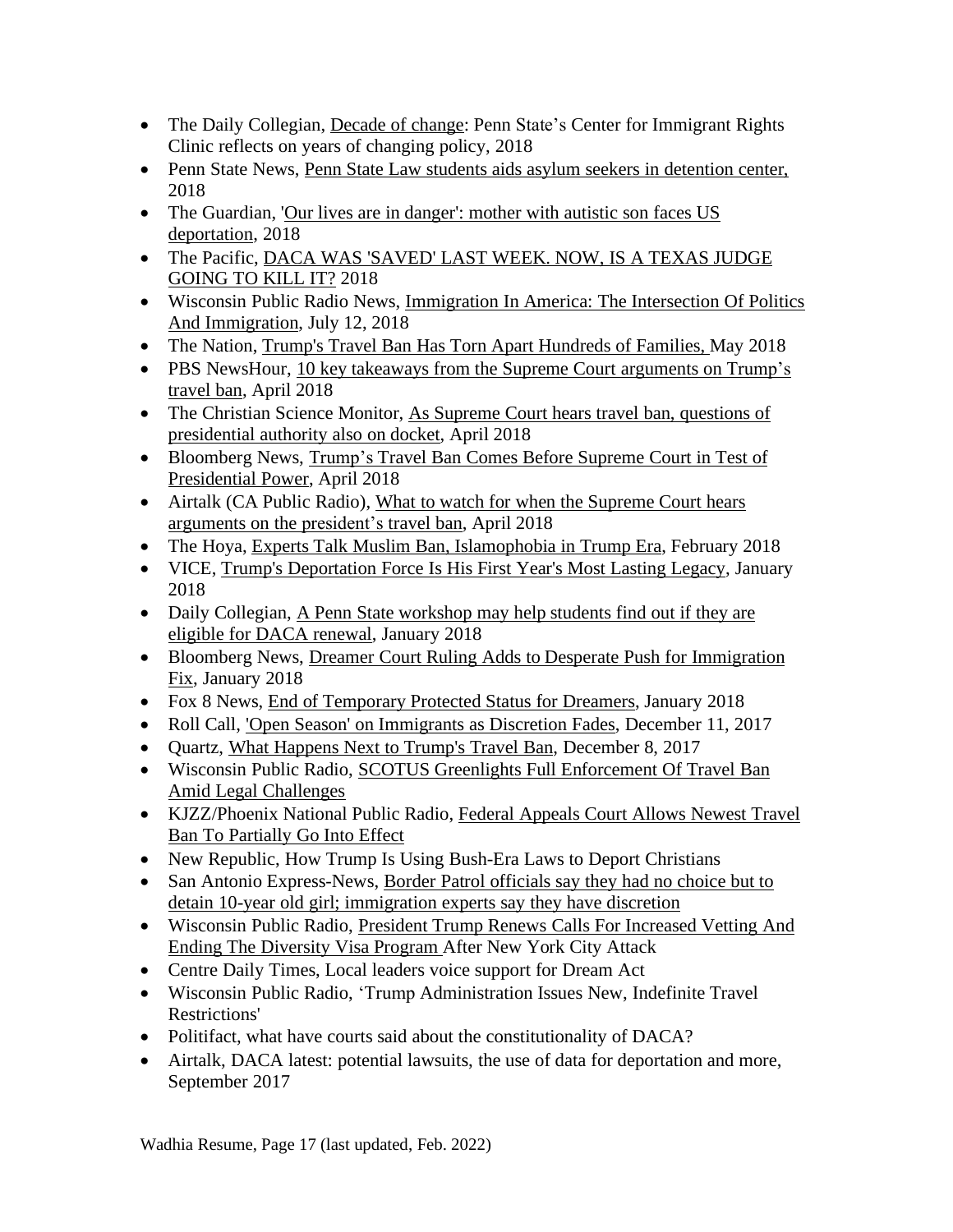- The Daily Collegian, Decade of change: Penn State's Center for Immigrant Rights Clinic reflects on years of changing policy, 2018
- Penn State News, Penn State Law students aids asylum seekers in detention center, 2018
- The Guardian, 'Our lives are in danger': mother with autistic son faces US deportation, 2018
- The Pacific, DACA WAS 'SAVED' LAST WEEK. NOW, IS A TEXAS JUDGE GOING TO KILL IT? 2018
- Wisconsin Public Radio News, Immigration In America: The Intersection Of Politics And Immigration, July 12, 2018
- The Nation, Trump's Travel Ban Has Torn Apart Hundreds of Families, May 2018
- PBS NewsHour, 10 key takeaways from the Supreme Court arguments on Trump's travel ban, April 2018
- The Christian Science Monitor, As Supreme Court hears travel ban, questions of presidential authority also on docket, April 2018
- Bloomberg News, Trump's Travel Ban Comes Before Supreme Court in Test of Presidential Power, April 2018
- Airtalk (CA Public Radio), What to watch for when the Supreme Court hears arguments on the president's travel ban, April 2018
- The Hoya, Experts Talk Muslim Ban, Islamophobia in Trump Era, February 2018
- VICE, Trump's Deportation Force Is His First Year's Most Lasting Legacy, January 2018
- Daily Collegian, A Penn State workshop may help students find out if they are eligible for DACA renewal, January 2018
- Bloomberg News, Dreamer Court Ruling Adds to Desperate Push for Immigration Fix, January 2018
- Fox 8 News, End of Temporary Protected Status for Dreamers, January 2018
- Roll Call, 'Open Season' on Immigrants as Discretion Fades, December 11, 2017
- Quartz, What Happens Next to Trump's Travel Ban, December 8, 2017
- Wisconsin Public Radio, SCOTUS Greenlights Full Enforcement Of Travel Ban Amid Legal Challenges
- KJZZ/Phoenix National Public Radio, Federal Appeals Court Allows Newest Travel Ban To Partially Go Into Effect
- New Republic, How Trump Is Using Bush-Era Laws to Deport Christians
- San Antonio Express-News, Border Patrol officials say they had no choice but to detain 10-year old girl; immigration experts say they have discretion
- Wisconsin Public Radio, President Trump Renews Calls For Increased Vetting And Ending The Diversity Visa Program After New York City Attack
- Centre Daily Times, Local leaders voice support for Dream Act
- Wisconsin Public Radio, 'Trump Administration Issues New, Indefinite Travel Restrictions'
- Politifact, what have courts said about the constitutionality of DACA?
- Airtalk, DACA latest: potential lawsuits, the use of data for deportation and more, September 2017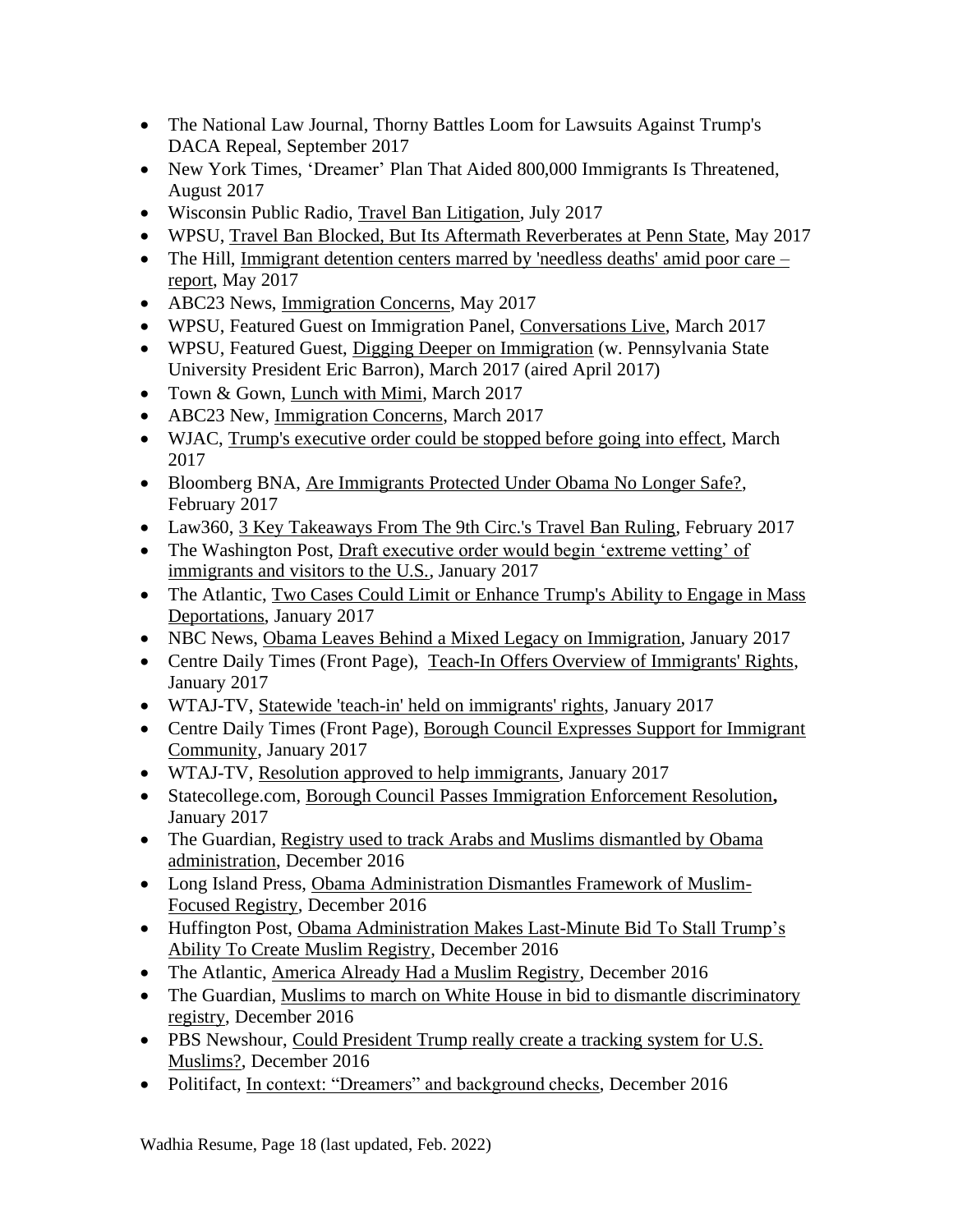- The National Law Journal, Thorny Battles Loom for Lawsuits Against Trump's DACA Repeal, September 2017
- New York Times, 'Dreamer' Plan That Aided 800,000 Immigrants Is Threatened, August 2017
- Wisconsin Public Radio, Travel Ban Litigation, July 2017
- WPSU, Travel Ban Blocked, But Its Aftermath Reverberates at Penn State, May 2017
- The Hill, Immigrant detention centers marred by 'needless deaths' amid poor care – report, May 2017
- ABC23 News, Immigration Concerns, May 2017
- WPSU, Featured Guest on Immigration Panel, Conversations Live, March 2017
- WPSU, Featured Guest, Digging Deeper on Immigration (w. Pennsylvania State University President Eric Barron), March 2017 (aired April 2017)
- Town & Gown, Lunch with Mimi, March 2017
- ABC23 New, Immigration Concerns, March 2017
- WJAC, Trump's executive order could be stopped before going into effect, March 2017
- Bloomberg BNA, Are Immigrants Protected Under Obama No Longer Safe?, February 2017
- Law360, 3 Key Takeaways From The 9th Circ.'s Travel Ban Ruling, February 2017
- The Washington Post, Draft executive order would begin 'extreme vetting' of immigrants and visitors to the U.S., January 2017
- The Atlantic, Two Cases Could Limit or Enhance Trump's Ability to Engage in Mass Deportations, January 2017
- NBC News, Obama Leaves Behind a Mixed Legacy on Immigration, January 2017
- Centre Daily Times (Front Page), Teach-In Offers Overview of Immigrants' Rights, January 2017
- WTAJ-TV, Statewide 'teach-in' held on immigrants' rights, January 2017
- Centre Daily Times (Front Page), Borough Council Expresses Support for Immigrant Community, January 2017
- WTAJ-TV, Resolution approved to help immigrants, January 2017
- Statecollege.com, Borough Council Passes Immigration Enforcement Resolution**,** January 2017
- The Guardian, Registry used to track Arabs and Muslims dismantled by Obama administration, December 2016
- Long Island Press, Obama Administration Dismantles Framework of Muslim-Focused Registry, December 2016
- Huffington Post, Obama Administration Makes Last-Minute Bid To Stall Trump's Ability To Create Muslim Registry, December 2016
- The Atlantic, America Already Had a Muslim Registry, December 2016
- The Guardian, Muslims to march on White House in bid to dismantle discriminatory registry, December 2016
- PBS Newshour, Could President Trump really create a tracking system for U.S. Muslims?, December 2016
- Politifact, In context: "Dreamers" and background checks, December 2016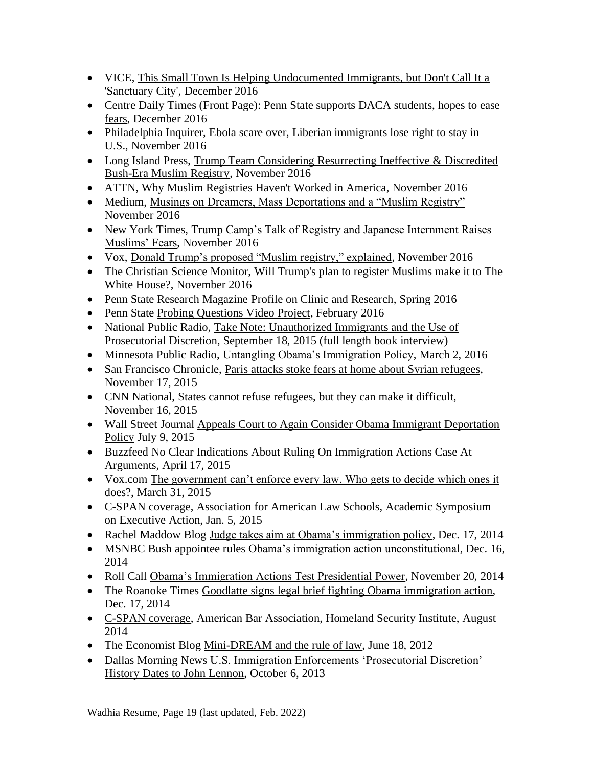- VICE, This Small Town Is Helping Undocumented Immigrants, but Don't Call It a 'Sanctuary City', December 2016
- Centre Daily Times (Front Page): Penn State supports DACA students, hopes to ease fears, December 2016
- Philadelphia Inquirer, Ebola scare over, Liberian immigrants lose right to stay in U.S., November 2016
- Long Island Press, Trump Team Considering Resurrecting Ineffective & Discredited Bush-Era Muslim Registry, November 2016
- ATTN, Why Muslim Registries Haven't Worked in America, November 2016
- Medium, Musings on Dreamers, Mass Deportations and a "Muslim Registry" November 2016
- New York Times, Trump Camp's Talk of Registry and Japanese Internment Raises Muslims' Fears, November 2016
- Vox, Donald Trump's proposed "Muslim registry," explained, November 2016
- The Christian Science Monitor, Will Trump's plan to register Muslims make it to The White House?, November 2016
- Penn State Research Magazine Profile on Clinic and Research, Spring 2016
- Penn State Probing Questions Video Project, February 2016
- National Public Radio, Take Note: Unauthorized Immigrants and the Use of Prosecutorial Discretion, September 18, 2015 (full length book interview)
- Minnesota Public Radio, Untangling Obama's Immigration Policy, March 2, 2016
- San Francisco Chronicle, Paris attacks stoke fears at home about Syrian refugees, November 17, 2015
- CNN National, States cannot refuse refugees, but they can make it difficult, November 16, 2015
- Wall Street Journal Appeals Court to Again Consider Obama Immigrant Deportation Policy July 9, 2015
- Buzzfeed No Clear Indications About Ruling On Immigration Actions Case At Arguments, April 17, 2015
- Vox.com The government can't enforce every law. Who gets to decide which ones it does?, March 31, 2015
- C-SPAN coverage, Association for American Law Schools, Academic Symposium on Executive Action, Jan. 5, 2015
- Rachel Maddow Blog Judge takes aim at Obama's immigration policy, Dec. 17, 2014
- MSNBC Bush appointee rules Obama's immigration action unconstitutional, Dec. 16, 2014
- Roll Call Obama's Immigration Actions Test Presidential Power, November 20, 2014
- The Roanoke Times Goodlatte signs legal brief fighting Obama immigration action, Dec. 17, 2014
- C-SPAN coverage, American Bar Association, Homeland Security Institute, August 2014
- The Economist Blog Mini-DREAM and the rule of law, June 18, 2012
- Dallas Morning News U.S. Immigration Enforcements 'Prosecutorial Discretion' History Dates to John Lennon, October 6, 2013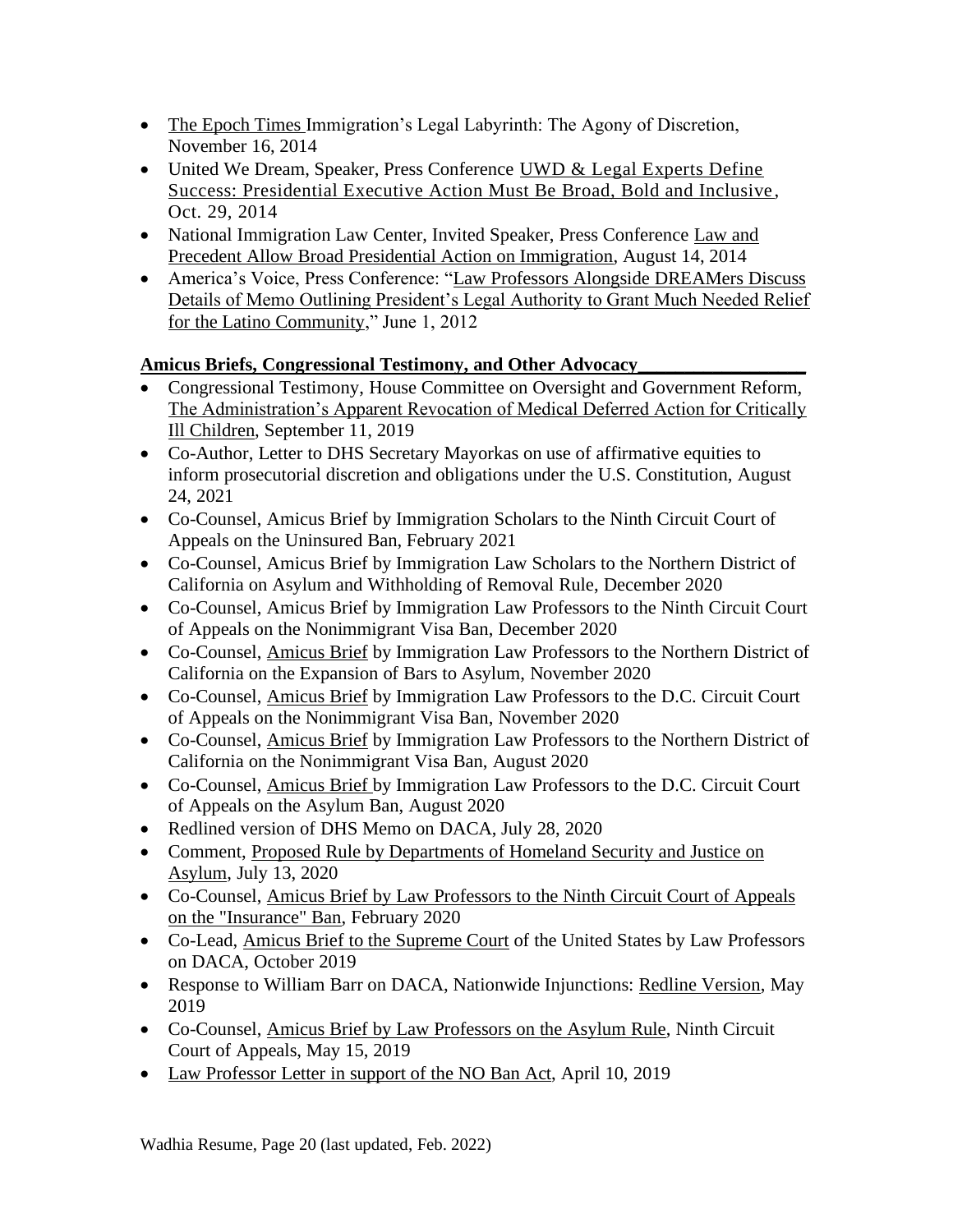- The Epoch Times Immigration's Legal Labyrinth: The Agony of Discretion, November 16, 2014
- United We Dream, Speaker, Press Conference UWD & Legal Experts Define Success: Presidential Executive Action Must Be Broad, Bold and Inclusive, Oct. 29, 2014
- National Immigration Law Center, Invited Speaker, Press Conference Law and Precedent Allow Broad Presidential Action on Immigration, August 14, 2014
- America's Voice, Press Conference: "Law Professors Alongside DREAMers Discuss Details of Memo Outlining President's Legal Authority to Grant Much Needed Relief for the Latino Community," June 1, 2012

## Amicus Briefs, Congressional Testimony, and Other Advocacy

- Congressional Testimony, House Committee on Oversight and Government Reform, The Administration's Apparent Revocation of Medical Deferred Action for Critically Ill Children, September 11, 2019
- Co-Author, Letter to DHS Secretary Mayorkas on use of affirmative equities to inform prosecutorial discretion and obligations under the U.S. Constitution, August 24, 2021
- Co-Counsel, Amicus Brief by Immigration Scholars to the Ninth Circuit Court of Appeals on the Uninsured Ban, February 2021
- Co-Counsel, Amicus Brief by Immigration Law Scholars to the Northern District of California on Asylum and Withholding of Removal Rule, December 2020
- Co-Counsel, Amicus Brief by Immigration Law Professors to the Ninth Circuit Court of Appeals on the Nonimmigrant Visa Ban, December 2020
- Co-Counsel, Amicus Brief by Immigration Law Professors to the Northern District of California on the Expansion of Bars to Asylum, November 2020
- Co-Counsel, Amicus Brief by Immigration Law Professors to the D.C. Circuit Court of Appeals on the Nonimmigrant Visa Ban, November 2020
- Co-Counsel, Amicus Brief by Immigration Law Professors to the Northern District of California on the Nonimmigrant Visa Ban, August 2020
- Co-Counsel, Amicus Brief by Immigration Law Professors to the D.C. Circuit Court of Appeals on the Asylum Ban, August 2020
- Redlined version of DHS Memo on DACA, July 28, 2020
- Comment, Proposed Rule by Departments of Homeland Security and Justice on Asylum, July 13, 2020
- Co-Counsel, Amicus Brief by Law Professors to the Ninth Circuit Court of Appeals on the "Insurance" Ban, February 2020
- Co-Lead, Amicus Brief to the Supreme Court of the United States by Law Professors on DACA, October 2019
- Response to William Barr on DACA, Nationwide Injunctions: Redline Version, May 2019
- Co-Counsel, Amicus Brief by Law Professors on the Asylum Rule, Ninth Circuit Court of Appeals, May 15, 2019
- Law Professor Letter in support of the NO Ban Act, April 10, 2019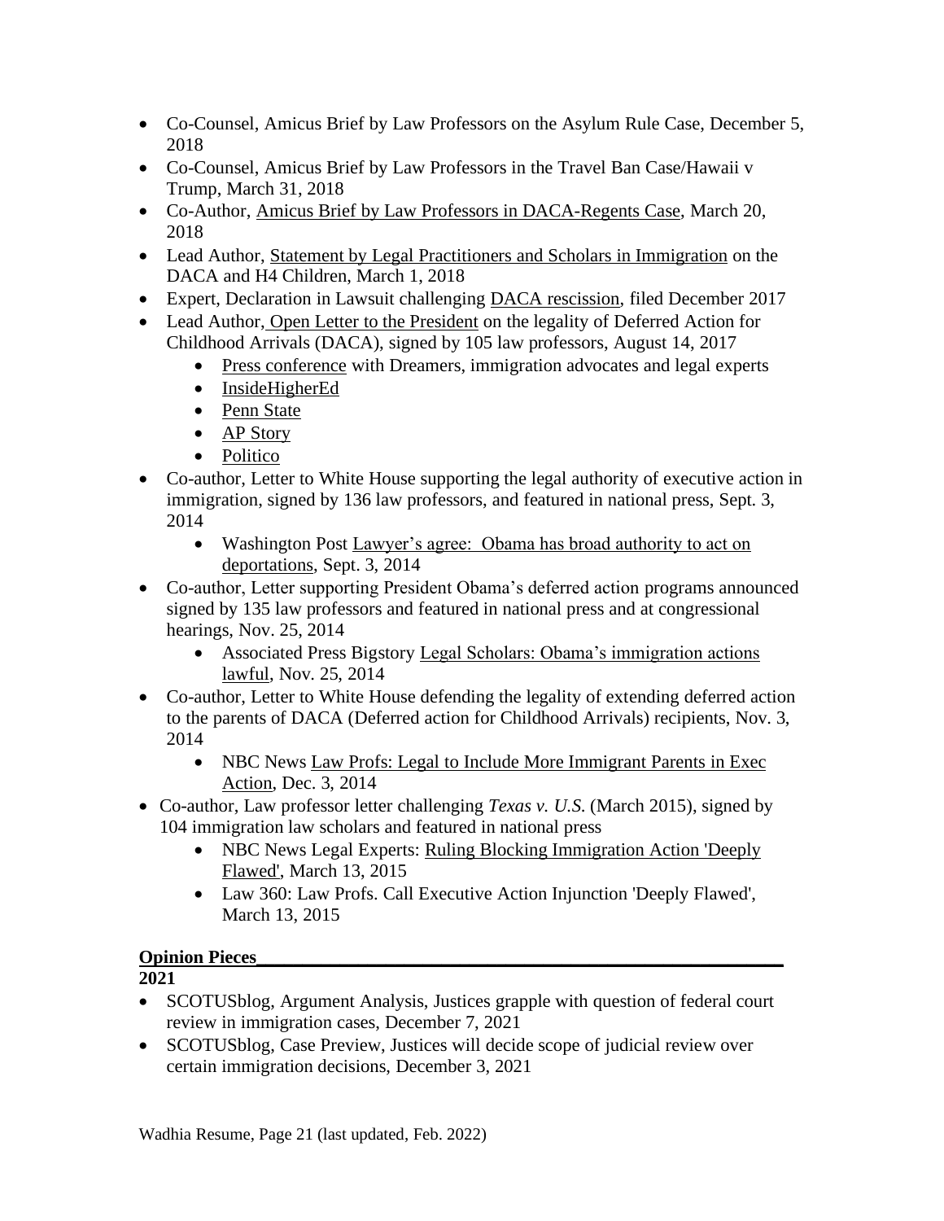- Co-Counsel, Amicus Brief by Law Professors on the Asylum Rule Case, December 5, 2018
- Co-Counsel, Amicus Brief by Law Professors in the Travel Ban Case/Hawaii v Trump, March 31, 2018
- Co-Author, Amicus Brief by Law Professors in DACA-Regents Case, March 20, 2018
- Lead Author, Statement by Legal Practitioners and Scholars in Immigration on the DACA and H4 Children, March 1, 2018
- Expert, Declaration in Lawsuit challenging DACA rescission, filed December 2017
- Lead Author, Open Letter to the President on the legality of Deferred Action for Childhood Arrivals (DACA), signed by 105 law professors, August 14, 2017
  - Press conference with Dreamers, immigration advocates and legal experts
  - InsideHigherEd
  - Penn State
  - AP Story
  - Politico
- Co-author, Letter to White House supporting the legal authority of executive action in immigration, signed by 136 law professors, and featured in national press, Sept. 3, 2014
  - Washington Post Lawyer's agree: Obama has broad authority to act on deportations, Sept. 3, 2014
- Co-author, Letter supporting President Obama's deferred action programs announced signed by 135 law professors and featured in national press and at congressional hearings, Nov. 25, 2014
  - Associated Press Bigstory Legal Scholars: Obama's immigration actions lawful, Nov. 25, 2014
- Co-author, Letter to White House defending the legality of extending deferred action to the parents of DACA (Deferred action for Childhood Arrivals) recipients, Nov. 3, 2014
  - NBC News Law Profs: Legal to Include More Immigrant Parents in Exec Action, Dec. 3, 2014
- Co-author, Law professor letter challenging *Texas v. U.S.* (March 2015), signed by 104 immigration law scholars and featured in national press
  - NBC News Legal Experts: Ruling Blocking Immigration Action 'Deeply Flawed', March 13, 2015
  - Law 360: Law Profs. Call Executive Action Injunction 'Deeply Flawed', March 13, 2015

## Opinion Pieces

**2021**

- SCOTUSblog, Argument Analysis, Justices grapple with question of federal court review in immigration cases, December 7, 2021
- SCOTUSblog, Case Preview, Justices will decide scope of judicial review over certain immigration decisions, December 3, 2021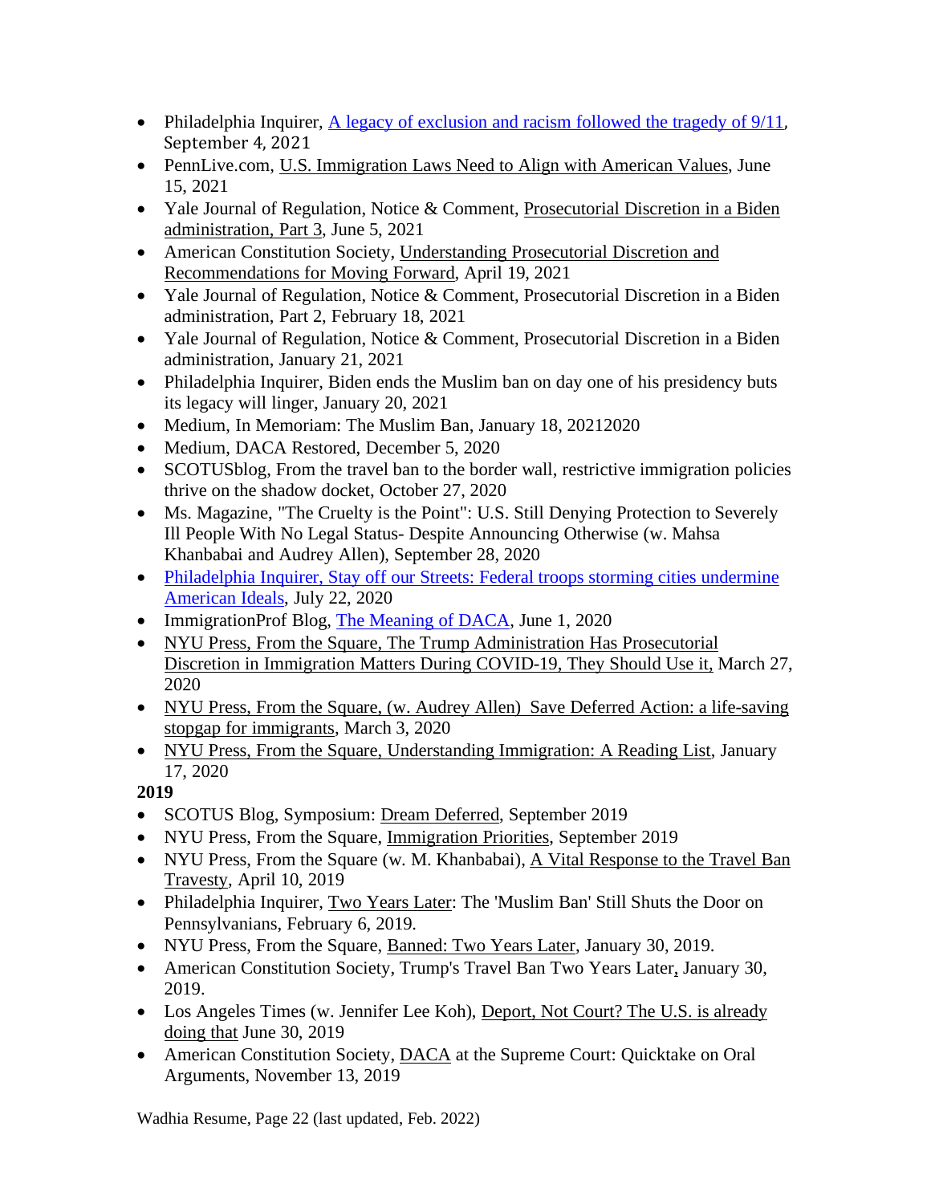- Philadelphia Inquirer, A legacy of exclusion and racism followed the tragedy of 9/11, September 4, 2021
- PennLive.com, U.S. Immigration Laws Need to Align with American Values, June 15, 2021
- Yale Journal of Regulation, Notice & Comment, Prosecutorial Discretion in a Biden administration, Part 3, June 5, 2021
- American Constitution Society, Understanding Prosecutorial Discretion and Recommendations for Moving Forward, April 19, 2021
- Yale Journal of Regulation, Notice & Comment, Prosecutorial Discretion in a Biden administration, Part 2, February 18, 2021
- Yale Journal of Regulation, Notice & Comment, Prosecutorial Discretion in a Biden administration, January 21, 2021
- Philadelphia Inquirer, Biden ends the Muslim ban on day one of his presidency buts its legacy will linger, January 20, 2021
- Medium, In Memoriam: The Muslim Ban, January 18, 20212020
- Medium, DACA Restored, December 5, 2020
- SCOTUSblog, From the travel ban to the border wall, restrictive immigration policies thrive on the shadow docket, October 27, 2020
- Ms. Magazine, "The Cruelty is the Point": U.S. Still Denying Protection to Severely Ill People With No Legal Status- Despite Announcing Otherwise (w. Mahsa Khanbabai and Audrey Allen), September 28, 2020
- Philadelphia Inquirer, Stay off our Streets: Federal troops storming cities undermine American Ideals, July 22, 2020
- ImmigrationProf Blog, The Meaning of DACA, June 1, 2020
- NYU Press, From the Square, The Trump Administration Has Prosecutorial Discretion in Immigration Matters During COVID-19, They Should Use it, March 27, 2020
- NYU Press, From the Square, (w. Audrey Allen) Save Deferred Action: a life-saving stopgap for immigrants, March 3, 2020
- NYU Press, From the Square, Understanding Immigration: A Reading List, January 17, 2020

**2019**

- SCOTUS Blog, Symposium: Dream Deferred, September 2019
- NYU Press, From the Square, Immigration Priorities, September 2019
- NYU Press, From the Square (w. M. Khanbabai), A Vital Response to the Travel Ban Travesty, April 10, 2019
- Philadelphia Inquirer, Two Years Later: The 'Muslim Ban' Still Shuts the Door on Pennsylvanians, February 6, 2019.
- NYU Press, From the Square, Banned: Two Years Later, January 30, 2019.
- American Constitution Society, Trump's Travel Ban Two Years Later, January 30, 2019.
- Los Angeles Times (w. Jennifer Lee Koh), Deport, Not Court? The U.S. is already doing that June 30, 2019
- American Constitution Society, DACA at the Supreme Court: Quicktake on Oral Arguments, November 13, 2019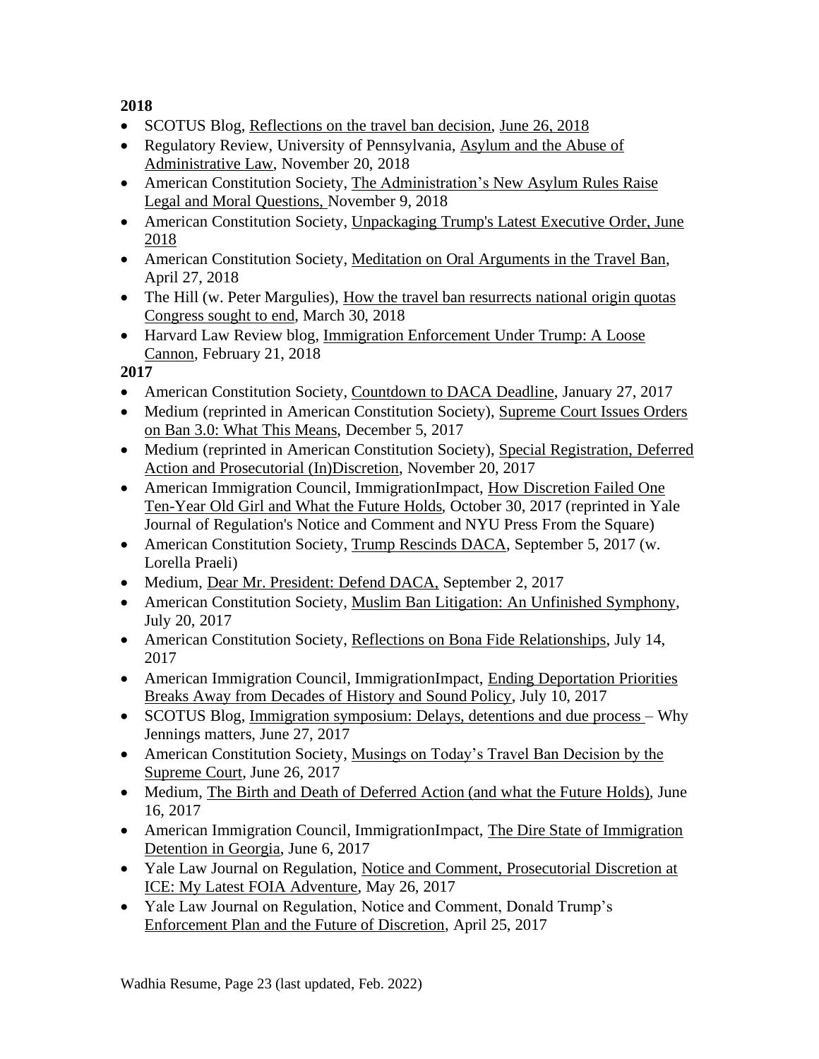**2018**

- SCOTUS Blog, Reflections on the travel ban decision, June 26, 2018
- Regulatory Review, University of Pennsylvania, Asylum and the Abuse of Administrative Law, November 20, 2018
- American Constitution Society, The Administration's New Asylum Rules Raise Legal and Moral Questions, November 9, 2018
- American Constitution Society, Unpackaging Trump's Latest Executive Order, June 2018
- American Constitution Society, Meditation on Oral Arguments in the Travel Ban, April 27, 2018
- The Hill (w. Peter Margulies), How the travel ban resurrects national origin quotas Congress sought to end, March 30, 2018
- Harvard Law Review blog, Immigration Enforcement Under Trump: A Loose Cannon, February 21, 2018

**2017**

- American Constitution Society, Countdown to DACA Deadline, January 27, 2017
- Medium (reprinted in American Constitution Society), Supreme Court Issues Orders on Ban 3.0: What This Means, December 5, 2017
- Medium (reprinted in American Constitution Society), Special Registration, Deferred Action and Prosecutorial (In)Discretion, November 20, 2017
- American Immigration Council, ImmigrationImpact, How Discretion Failed One Ten-Year Old Girl and What the Future Holds, October 30, 2017 (reprinted in Yale Journal of Regulation's Notice and Comment and NYU Press From the Square)
- American Constitution Society, Trump Rescinds DACA, September 5, 2017 (w. Lorella Praeli)
- Medium, Dear Mr. President: Defend DACA, September 2, 2017
- American Constitution Society, Muslim Ban Litigation: An Unfinished Symphony, July 20, 2017
- American Constitution Society, Reflections on Bona Fide Relationships, July 14, 2017
- American Immigration Council, ImmigrationImpact, Ending Deportation Priorities Breaks Away from Decades of History and Sound Policy, July 10, 2017
- SCOTUS Blog, Immigration symposium: Delays, detentions and due process – Why Jennings matters, June 27, 2017
- American Constitution Society, Musings on Today's Travel Ban Decision by the Supreme Court, June 26, 2017
- Medium, The Birth and Death of Deferred Action (and what the Future Holds), June 16, 2017
- American Immigration Council, ImmigrationImpact, The Dire State of Immigration Detention in Georgia, June 6, 2017
- Yale Law Journal on Regulation, Notice and Comment, Prosecutorial Discretion at ICE: My Latest FOIA Adventure, May 26, 2017
- Yale Law Journal on Regulation, Notice and Comment, Donald Trump's Enforcement Plan and the Future of Discretion, April 25, 2017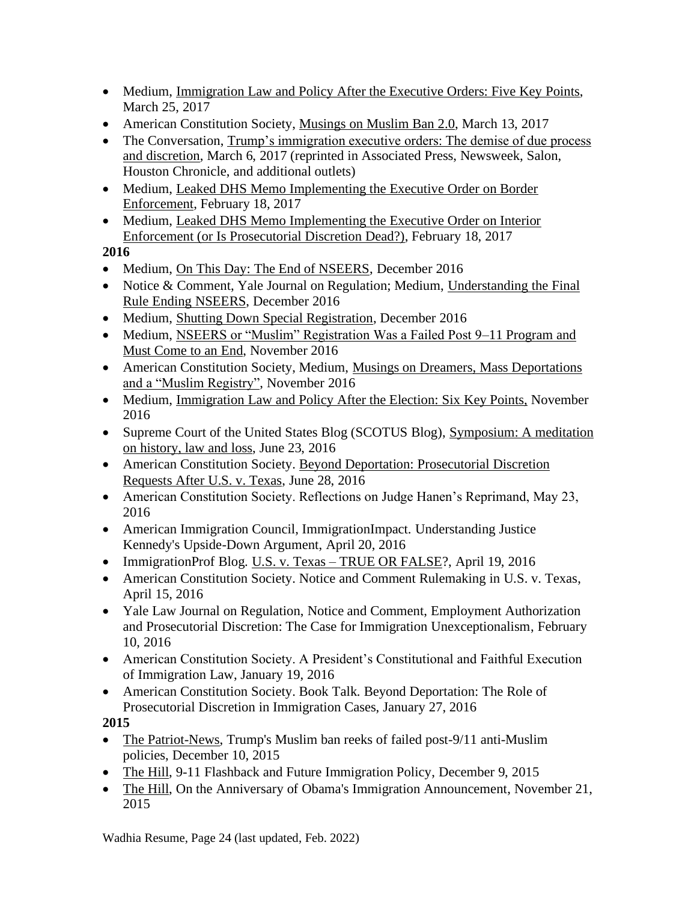- Medium, Immigration Law and Policy After the Executive Orders: Five Key Points, March 25, 2017
- American Constitution Society, Musings on Muslim Ban 2.0, March 13, 2017
- The Conversation, Trump's immigration executive orders: The demise of due process and discretion, March 6, 2017 (reprinted in Associated Press, Newsweek, Salon, Houston Chronicle, and additional outlets)
- Medium, Leaked DHS Memo Implementing the Executive Order on Border Enforcement, February 18, 2017
- Medium, Leaked DHS Memo Implementing the Executive Order on Interior Enforcement (or Is Prosecutorial Discretion Dead?), February 18, 2017

**2016**

- Medium, On This Day: The End of NSEERS, December 2016
- Notice & Comment, Yale Journal on Regulation; Medium, Understanding the Final Rule Ending NSEERS, December 2016
- Medium, Shutting Down Special Registration, December 2016
- Medium, NSEERS or "Muslim" Registration Was a Failed Post 9–11 Program and Must Come to an End, November 2016
- American Constitution Society, Medium, Musings on Dreamers, Mass Deportations and a "Muslim Registry", November 2016
- Medium, Immigration Law and Policy After the Election: Six Key Points, November 2016
- Supreme Court of the United States Blog (SCOTUS Blog), Symposium: A meditation on history, law and loss, June 23, 2016
- American Constitution Society. Beyond Deportation: Prosecutorial Discretion Requests After U.S. v. Texas, June 28, 2016
- American Constitution Society. Reflections on Judge Hanen's Reprimand, May 23, 2016
- American Immigration Council, ImmigrationImpact. Understanding Justice Kennedy's Upside-Down Argument, April 20, 2016
- ImmigrationProf Blog. U.S. v. Texas – TRUE OR FALSE?, April 19, 2016
- American Constitution Society. Notice and Comment Rulemaking in U.S. v. Texas, April 15, 2016
- Yale Law Journal on Regulation, Notice and Comment, Employment Authorization and Prosecutorial Discretion: The Case for Immigration Unexceptionalism, February 10, 2016
- American Constitution Society. A President's Constitutional and Faithful Execution of Immigration Law, January 19, 2016
- American Constitution Society. Book Talk. Beyond Deportation: The Role of Prosecutorial Discretion in Immigration Cases, January 27, 2016

**2015**

- The Patriot-News, Trump's Muslim ban reeks of failed post-9/11 anti-Muslim policies, December 10, 2015
- The Hill, 9-11 Flashback and Future Immigration Policy, December 9, 2015
- The Hill, On the Anniversary of Obama's Immigration Announcement, November 21, 2015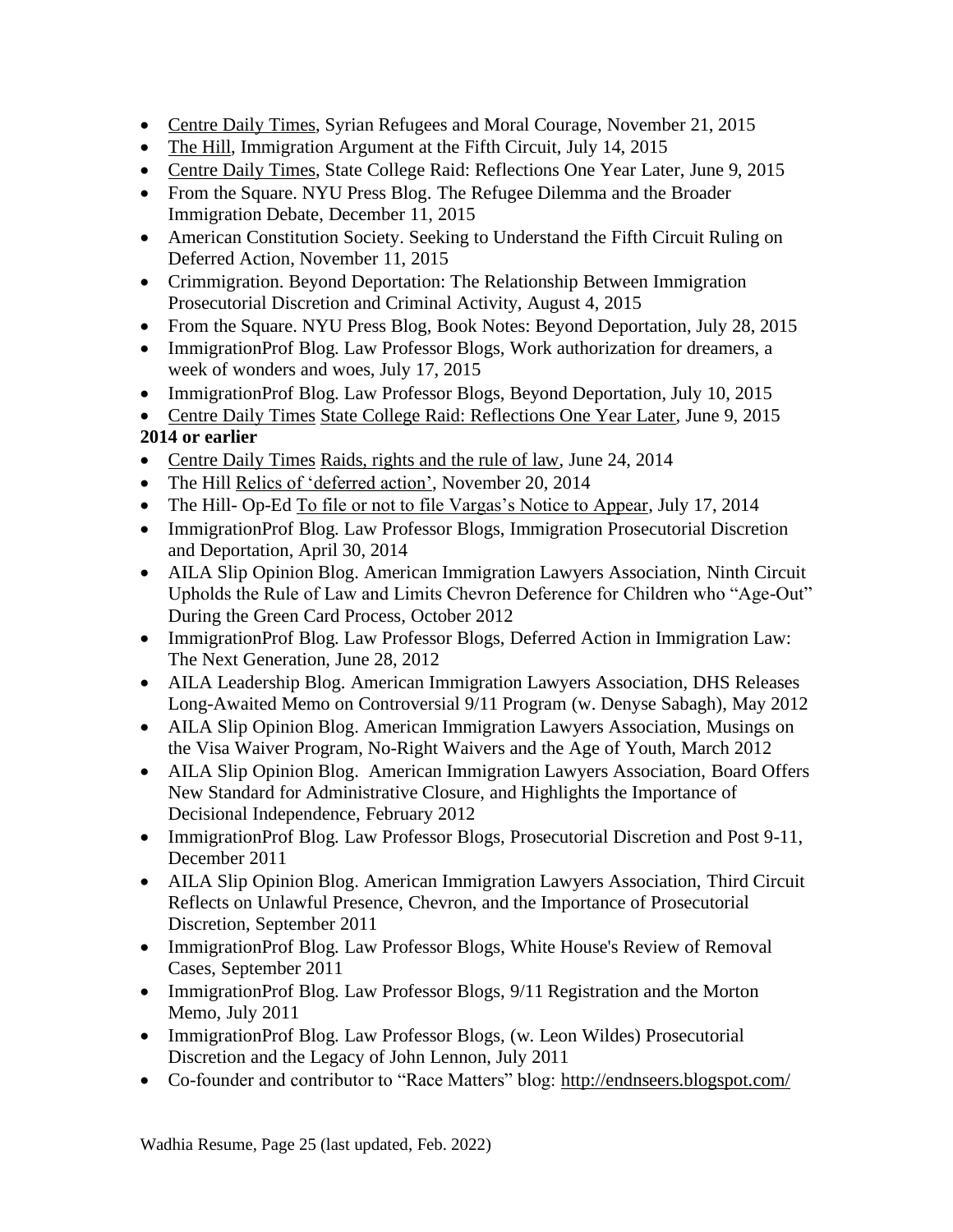- Centre Daily Times, Syrian Refugees and Moral Courage, November 21, 2015
- The Hill, Immigration Argument at the Fifth Circuit, July 14, 2015
- Centre Daily Times, State College Raid: Reflections One Year Later, June 9, 2015
- From the Square. NYU Press Blog. The Refugee Dilemma and the Broader Immigration Debate, December 11, 2015
- American Constitution Society. Seeking to Understand the Fifth Circuit Ruling on Deferred Action, November 11, 2015
- Crimmigration. Beyond Deportation: The Relationship Between Immigration Prosecutorial Discretion and Criminal Activity, August 4, 2015
- From the Square. NYU Press Blog, Book Notes: Beyond Deportation, July 28, 2015
- ImmigrationProf Blog. Law Professor Blogs, Work authorization for dreamers, a week of wonders and woes, July 17, 2015
- ImmigrationProf Blog. Law Professor Blogs, Beyond Deportation, July 10, 2015
- Centre Daily Times State College Raid: Reflections One Year Later, June 9, 2015

**2014 or earlier**

- Centre Daily Times Raids, rights and the rule of law, June 24, 2014
- The Hill Relics of 'deferred action', November 20, 2014
- The Hill- Op-Ed To file or not to file Vargas's Notice to Appear, July 17, 2014
- ImmigrationProf Blog. Law Professor Blogs, Immigration Prosecutorial Discretion and Deportation, April 30, 2014
- AILA Slip Opinion Blog. American Immigration Lawyers Association, Ninth Circuit Upholds the Rule of Law and Limits Chevron Deference for Children who "Age-Out" During the Green Card Process, October 2012
- ImmigrationProf Blog. Law Professor Blogs, Deferred Action in Immigration Law: The Next Generation, June 28, 2012
- AILA Leadership Blog. American Immigration Lawyers Association, DHS Releases Long-Awaited Memo on Controversial 9/11 Program (w. Denyse Sabagh), May 2012
- AILA Slip Opinion Blog. American Immigration Lawyers Association, Musings on the Visa Waiver Program, No-Right Waivers and the Age of Youth, March 2012
- AILA Slip Opinion Blog. American Immigration Lawyers Association, Board Offers New Standard for Administrative Closure, and Highlights the Importance of Decisional Independence, February 2012
- ImmigrationProf Blog. Law Professor Blogs, Prosecutorial Discretion and Post 9-11, December 2011
- AILA Slip Opinion Blog. American Immigration Lawyers Association, Third Circuit Reflects on Unlawful Presence, Chevron, and the Importance of Prosecutorial Discretion, September 2011
- ImmigrationProf Blog. Law Professor Blogs, White House's Review of Removal Cases, September 2011
- ImmigrationProf Blog. Law Professor Blogs, 9/11 Registration and the Morton Memo, July 2011
- ImmigrationProf Blog. Law Professor Blogs, (w. Leon Wildes) Prosecutorial Discretion and the Legacy of John Lennon, July 2011
- Co-founder and contributor to "Race Matters" blog: http://endnseers.blogspot.com/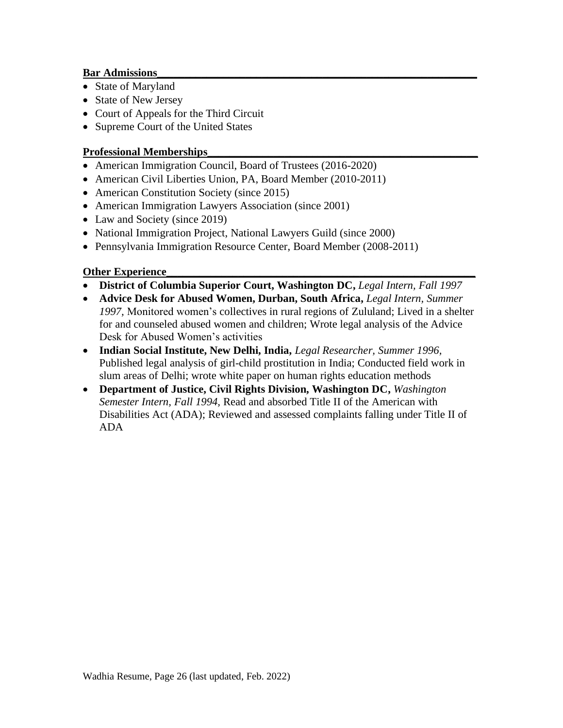**Bar Admissions**

- State of Maryland
- State of New Jersey
- Court of Appeals for the Third Circuit
- Supreme Court of the United States

**Professional Memberships**

- American Immigration Council, Board of Trustees (2016-2020)
- American Civil Liberties Union, PA, Board Member (2010-2011)
- American Constitution Society (since 2015)
- American Immigration Lawyers Association (since 2001)
- Law and Society (since 2019)
- National Immigration Project, National Lawyers Guild (since 2000)
- Pennsylvania Immigration Resource Center, Board Member (2008-2011)

**Other Experience**

- **District of Columbia Superior Court, Washington DC,** *Legal Intern, Fall 1997*
- **Advice Desk for Abused Women, Durban, South Africa,** *Legal Intern, Summer 1997,* Monitored women's collectives in rural regions of Zululand; Lived in a shelter for and counseled abused women and children; Wrote legal analysis of the Advice Desk for Abused Women's activities
- **Indian Social Institute, New Delhi, India,** *Legal Researcher, Summer 1996,* Published legal analysis of girl-child prostitution in India; Conducted field work in slum areas of Delhi; wrote white paper on human rights education methods
- **Department of Justice, Civil Rights Division, Washington DC,** *Washington Semester Intern, Fall 1994,* Read and absorbed Title II of the American with Disabilities Act (ADA); Reviewed and assessed complaints falling under Title II of ADA